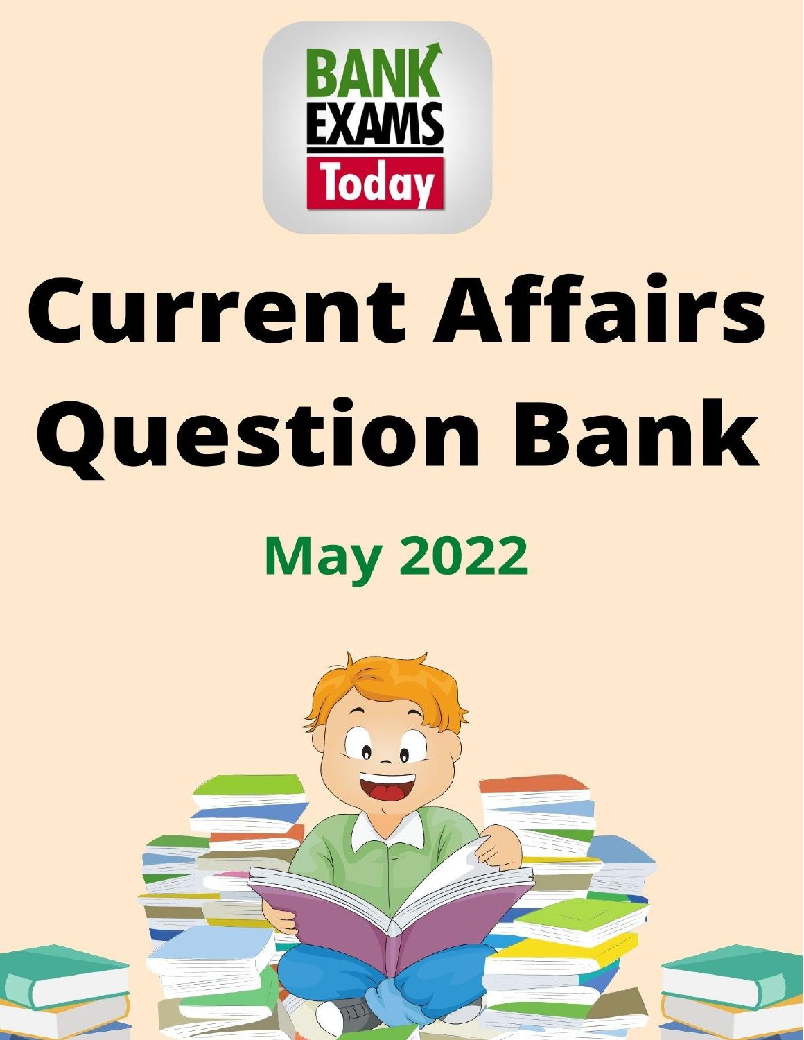BANK EXAMS Today

# Current Affairs Question Bank

## May 2022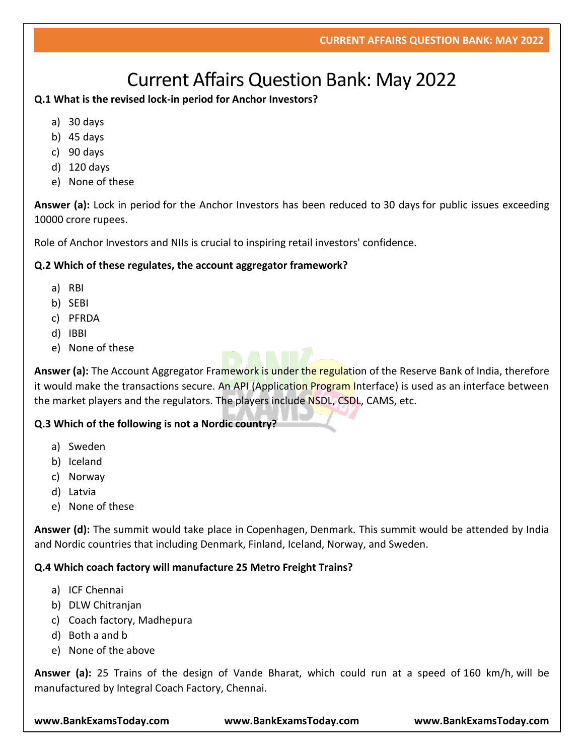# Current Affairs Question Bank: May 2022

**Q.1 What is the revised lock-in period for Anchor Investors?**

a) 30 days
b) 45 days
c) 90 days
d) 120 days
e) None of these

**Answer (a):** Lock in period for the Anchor Investors has been reduced to 30 days for public issues exceeding 10000 crore rupees.

Role of Anchor Investors and NIIs is crucial to inspiring retail investors' confidence.

**Q.2 Which of these regulates, the account aggregator framework?**

a) RBI
b) SEBI
c) PFRDA
d) IBBI
e) None of these

**Answer (a):** The Account Aggregator Framework is under the regulation of the Reserve Bank of India, therefore it would make the transactions secure. An API (Application Program Interface) is used as an interface between the market players and the regulators. The players include NSDL, CSDL, CAMS, etc.

**Q.3 Which of the following is not a Nordic country?**

a) Sweden
b) Iceland
c) Norway
d) Latvia
e) None of these

**Answer (d):** The summit would take place in Copenhagen, Denmark. This summit would be attended by India and Nordic countries that including Denmark, Finland, Iceland, Norway, and Sweden.

**Q.4 Which coach factory will manufacture 25 Metro Freight Trains?**

a) ICF Chennai
b) DLW Chitranjan
c) Coach factory, Madhepura
d) Both a and b
e) None of the above

**Answer (a):** 25 Trains of the design of Vande Bharat, which could run at a speed of 160 km/h, will be manufactured by Integral Coach Factory, Chennai.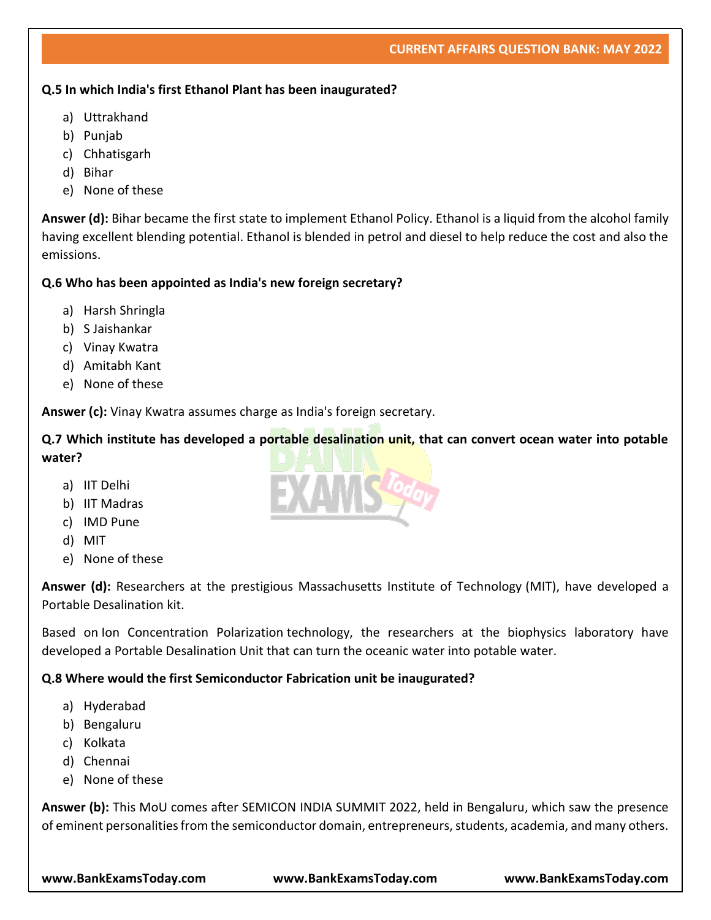**Q.5 In which India's first Ethanol Plant has been inaugurated?**

a) Uttrakhand
b) Punjab
c) Chhatisgarh
d) Bihar
e) None of these

**Answer (d):** Bihar became the first state to implement Ethanol Policy. Ethanol is a liquid from the alcohol family having excellent blending potential. Ethanol is blended in petrol and diesel to help reduce the cost and also the emissions.

**Q.6 Who has been appointed as India's new foreign secretary?**

a) Harsh Shringla
b) S Jaishankar
c) Vinay Kwatra
d) Amitabh Kant
e) None of these

**Answer (c):** Vinay Kwatra assumes charge as India's foreign secretary.

**Q.7 Which institute has developed a portable desalination unit, that can convert ocean water into potable water?**

a) IIT Delhi
b) IIT Madras
c) IMD Pune
d) MIT
e) None of these

**Answer (d):** Researchers at the prestigious Massachusetts Institute of Technology (MIT), have developed a Portable Desalination kit.

Based on Ion Concentration Polarization technology, the researchers at the biophysics laboratory have developed a Portable Desalination Unit that can turn the oceanic water into potable water.

**Q.8 Where would the first Semiconductor Fabrication unit be inaugurated?**

a) Hyderabad
b) Bengaluru
c) Kolkata
d) Chennai
e) None of these

**Answer (b):** This MoU comes after SEMICON INDIA SUMMIT 2022, held in Bengaluru, which saw the presence of eminent personalities from the semiconductor domain, entrepreneurs, students, academia, and many others.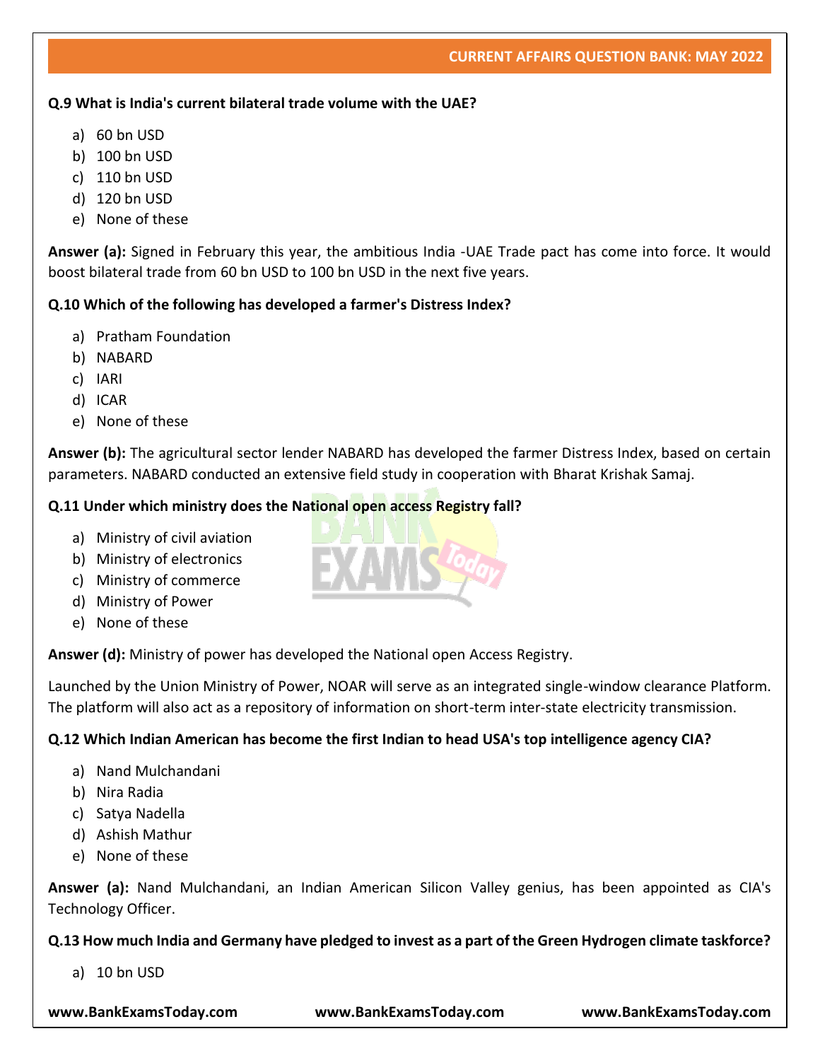**Q.9 What is India's current bilateral trade volume with the UAE?**

a) 60 bn USD
b) 100 bn USD
c) 110 bn USD
d) 120 bn USD
e) None of these

**Answer (a):** Signed in February this year, the ambitious India -UAE Trade pact has come into force. It would boost bilateral trade from 60 bn USD to 100 bn USD in the next five years.

**Q.10 Which of the following has developed a farmer's Distress Index?**

a) Pratham Foundation
b) NABARD
c) IARI
d) ICAR
e) None of these

**Answer (b):** The agricultural sector lender NABARD has developed the farmer Distress Index, based on certain parameters. NABARD conducted an extensive field study in cooperation with Bharat Krishak Samaj.

**Q.11 Under which ministry does the National open access Registry fall?**

a) Ministry of civil aviation
b) Ministry of electronics
c) Ministry of commerce
d) Ministry of Power
e) None of these

**Answer (d):** Ministry of power has developed the National open Access Registry.

Launched by the Union Ministry of Power, NOAR will serve as an integrated single-window clearance Platform. The platform will also act as a repository of information on short-term inter-state electricity transmission.

**Q.12 Which Indian American has become the first Indian to head USA's top intelligence agency CIA?**

a) Nand Mulchandani
b) Nira Radia
c) Satya Nadella
d) Ashish Mathur
e) None of these

**Answer (a):** Nand Mulchandani, an Indian American Silicon Valley genius, has been appointed as CIA's Technology Officer.

**Q.13 How much India and Germany have pledged to invest as a part of the Green Hydrogen climate taskforce?**

a) 10 bn USD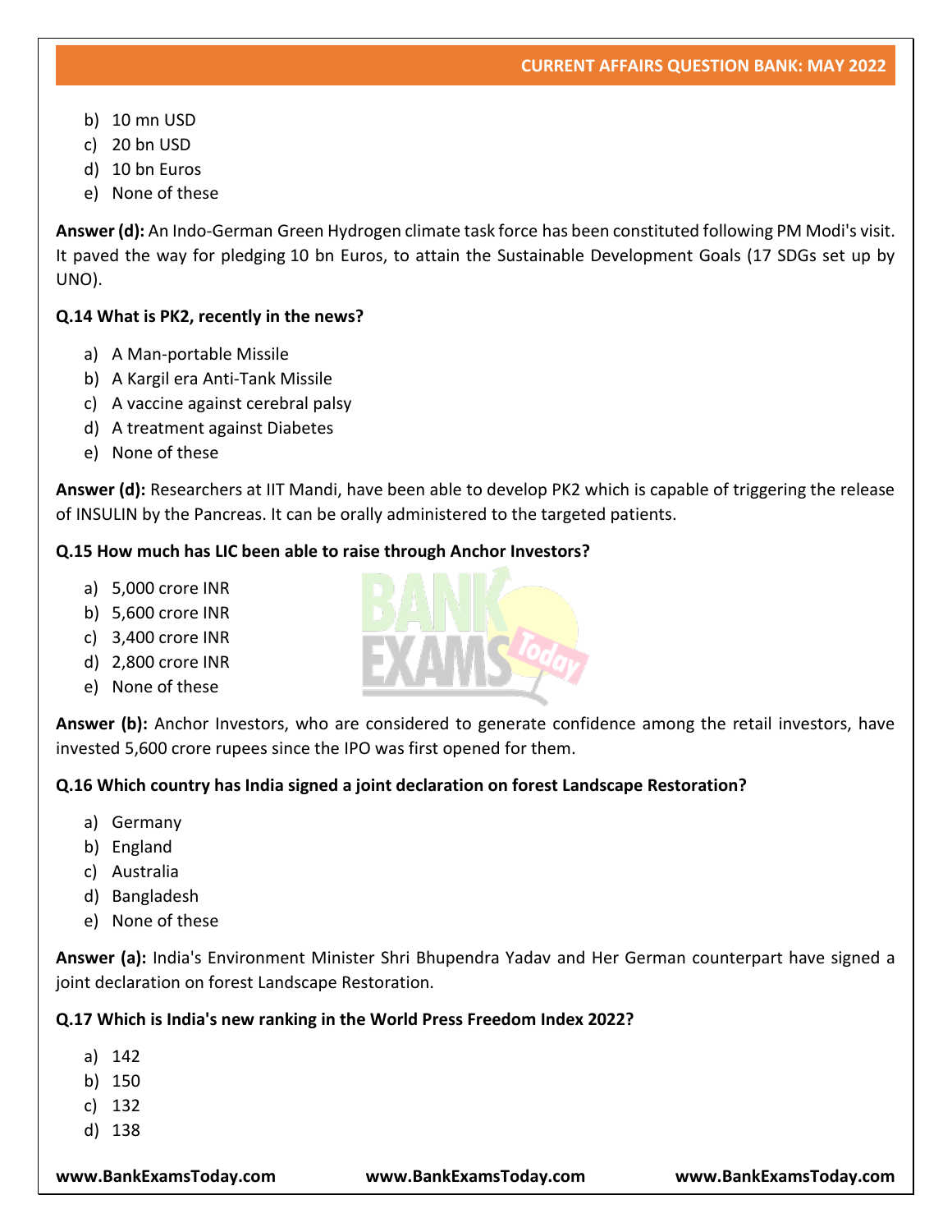b) 10 mn USD
c) 20 bn USD
d) 10 bn Euros
e) None of these

**Answer (d):** An Indo-German Green Hydrogen climate task force has been constituted following PM Modi's visit. It paved the way for pledging 10 bn Euros, to attain the Sustainable Development Goals (17 SDGs set up by UNO).

**Q.14 What is PK2, recently in the news?**

a) A Man-portable Missile
b) A Kargil era Anti-Tank Missile
c) A vaccine against cerebral palsy
d) A treatment against Diabetes
e) None of these

**Answer (d):** Researchers at IIT Mandi, have been able to develop PK2 which is capable of triggering the release of INSULIN by the Pancreas. It can be orally administered to the targeted patients.

**Q.15 How much has LIC been able to raise through Anchor Investors?**

a) 5,000 crore INR
b) 5,600 crore INR
c) 3,400 crore INR
d) 2,800 crore INR
e) None of these

**Answer (b):** Anchor Investors, who are considered to generate confidence among the retail investors, have invested 5,600 crore rupees since the IPO was first opened for them.

**Q.16 Which country has India signed a joint declaration on forest Landscape Restoration?**

a) Germany
b) England
c) Australia
d) Bangladesh
e) None of these

**Answer (a):** India's Environment Minister Shri Bhupendra Yadav and Her German counterpart have signed a joint declaration on forest Landscape Restoration.

**Q.17 Which is India's new ranking in the World Press Freedom Index 2022?**

a) 142
b) 150
c) 132
d) 138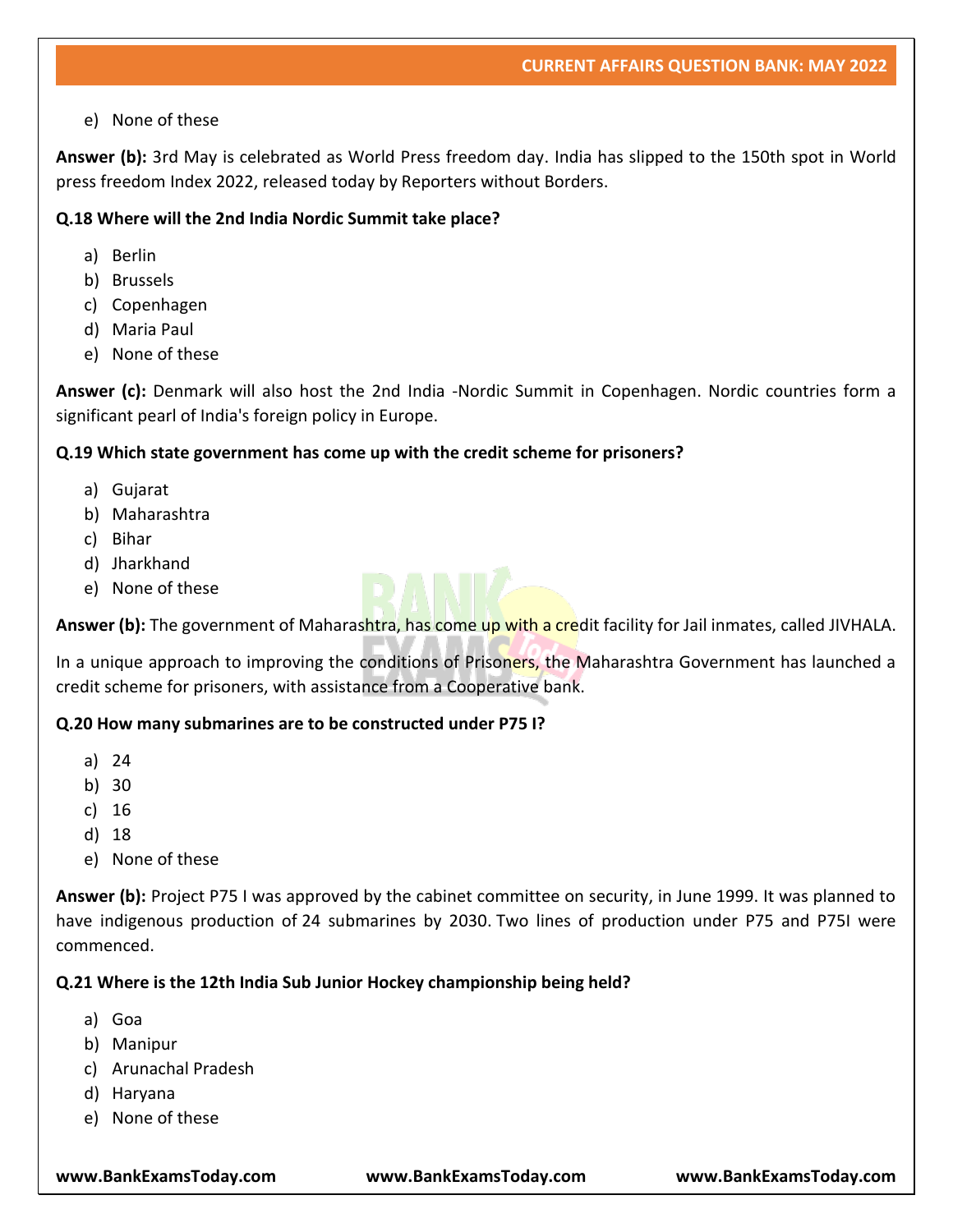e) None of these

**Answer (b):** 3rd May is celebrated as World Press freedom day. India has slipped to the 150th spot in World press freedom Index 2022, released today by Reporters without Borders.

**Q.18 Where will the 2nd India Nordic Summit take place?**

a) Berlin
b) Brussels
c) Copenhagen
d) Maria Paul
e) None of these

**Answer (c):** Denmark will also host the 2nd India -Nordic Summit in Copenhagen. Nordic countries form a significant pearl of India's foreign policy in Europe.

**Q.19 Which state government has come up with the credit scheme for prisoners?**

a) Gujarat
b) Maharashtra
c) Bihar
d) Jharkhand
e) None of these

**Answer (b):** The government of Maharashtra, has come up with a credit facility for Jail inmates, called JIVHALA.

In a unique approach to improving the conditions of Prisoners, the Maharashtra Government has launched a credit scheme for prisoners, with assistance from a Cooperative bank.

**Q.20 How many submarines are to be constructed under P75 I?**

a) 24
b) 30
c) 16
d) 18
e) None of these

**Answer (b):** Project P75 I was approved by the cabinet committee on security, in June 1999. It was planned to have indigenous production of 24 submarines by 2030. Two lines of production under P75 and P75I were commenced.

**Q.21 Where is the 12th India Sub Junior Hockey championship being held?**

a) Goa
b) Manipur
c) Arunachal Pradesh
d) Haryana
e) None of these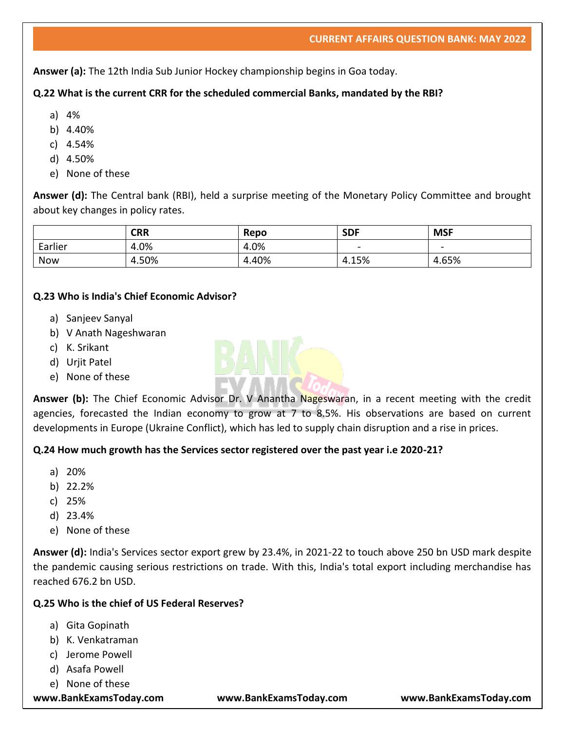**Answer (a):** The 12th India Sub Junior Hockey championship begins in Goa today.

**Q.22 What is the current CRR for the scheduled commercial Banks, mandated by the RBI?**

a) 4%
b) 4.40%
c) 4.54%
d) 4.50%
e) None of these

**Answer (d):** The Central bank (RBI), held a surprise meeting of the Monetary Policy Committee and brought about key changes in policy rates.

| | CRR | Repo | SDF | MSF |
|---|---|---|---|---|
| Earlier | 4.0% | 4.0% | - | - |
| Now | 4.50% | 4.40% | 4.15% | 4.65% |

**Q.23 Who is India's Chief Economic Advisor?**

a) Sanjeev Sanyal
b) V Anath Nageshwaran
c) K. Srikant
d) Urjit Patel
e) None of these

**Answer (b):** The Chief Economic Advisor Dr. V Anantha Nageswaran, in a recent meeting with the credit agencies, forecasted the Indian economy to grow at 7 to 8.5%. His observations are based on current developments in Europe (Ukraine Conflict), which has led to supply chain disruption and a rise in prices.

**Q.24 How much growth has the Services sector registered over the past year i.e 2020-21?**

a) 20%
b) 22.2%
c) 25%
d) 23.4%
e) None of these

**Answer (d):** India's Services sector export grew by 23.4%, in 2021-22 to touch above 250 bn USD mark despite the pandemic causing serious restrictions on trade. With this, India's total export including merchandise has reached 676.2 bn USD.

**Q.25 Who is the chief of US Federal Reserves?**

a) Gita Gopinath
b) K. Venkatraman
c) Jerome Powell
d) Asafa Powell
e) None of these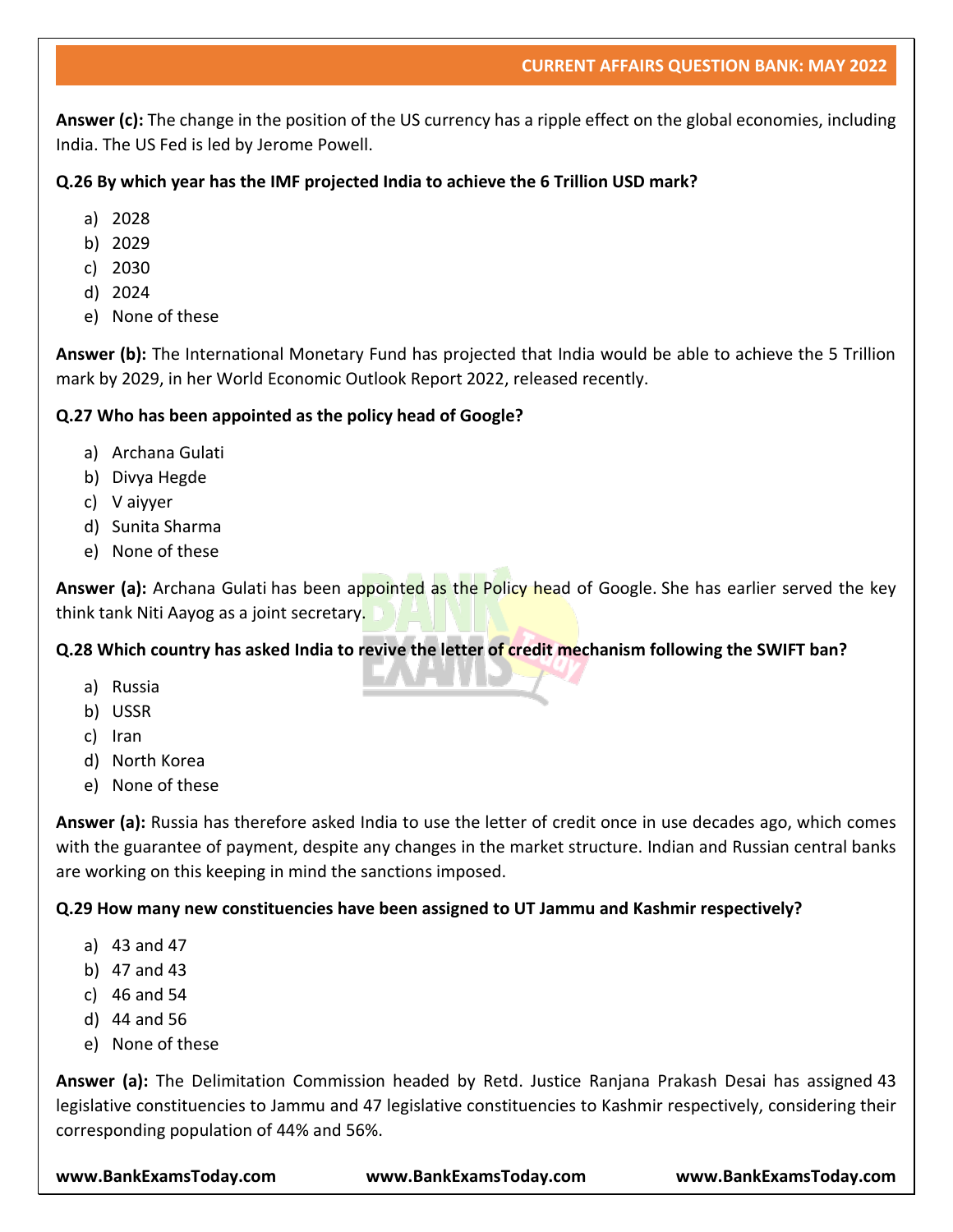**Answer (c):** The change in the position of the US currency has a ripple effect on the global economies, including India. The US Fed is led by Jerome Powell.

**Q.26 By which year has the IMF projected India to achieve the 6 Trillion USD mark?**

a) 2028
b) 2029
c) 2030
d) 2024
e) None of these

**Answer (b):** The International Monetary Fund has projected that India would be able to achieve the 5 Trillion mark by 2029, in her World Economic Outlook Report 2022, released recently.

**Q.27 Who has been appointed as the policy head of Google?**

a) Archana Gulati
b) Divya Hegde
c) V aiyyer
d) Sunita Sharma
e) None of these

**Answer (a):** Archana Gulati has been appointed as the Policy head of Google. She has earlier served the key think tank Niti Aayog as a joint secretary.

**Q.28 Which country has asked India to revive the letter of credit mechanism following the SWIFT ban?**

a) Russia
b) USSR
c) Iran
d) North Korea
e) None of these

**Answer (a):** Russia has therefore asked India to use the letter of credit once in use decades ago, which comes with the guarantee of payment, despite any changes in the market structure. Indian and Russian central banks are working on this keeping in mind the sanctions imposed.

**Q.29 How many new constituencies have been assigned to UT Jammu and Kashmir respectively?**

a) 43 and 47
b) 47 and 43
c) 46 and 54
d) 44 and 56
e) None of these

**Answer (a):** The Delimitation Commission headed by Retd. Justice Ranjana Prakash Desai has assigned 43 legislative constituencies to Jammu and 47 legislative constituencies to Kashmir respectively, considering their corresponding population of 44% and 56%.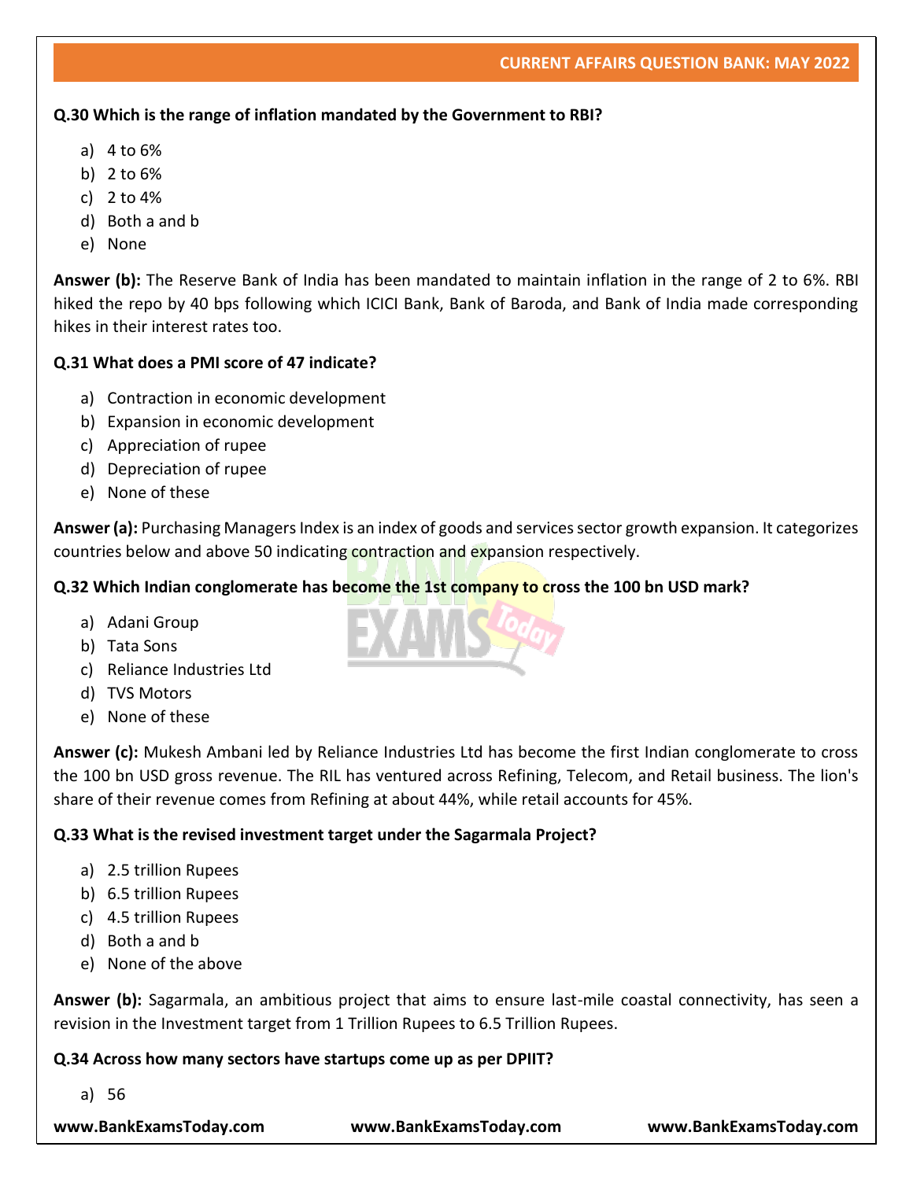**Q.30 Which is the range of inflation mandated by the Government to RBI?**

a) 4 to 6%
b) 2 to 6%
c) 2 to 4%
d) Both a and b
e) None

**Answer (b):** The Reserve Bank of India has been mandated to maintain inflation in the range of 2 to 6%. RBI hiked the repo by 40 bps following which ICICI Bank, Bank of Baroda, and Bank of India made corresponding hikes in their interest rates too.

**Q.31 What does a PMI score of 47 indicate?**

a) Contraction in economic development
b) Expansion in economic development
c) Appreciation of rupee
d) Depreciation of rupee
e) None of these

**Answer (a):** Purchasing Managers Index is an index of goods and services sector growth expansion. It categorizes countries below and above 50 indicating contraction and expansion respectively.

**Q.32 Which Indian conglomerate has become the 1st company to cross the 100 bn USD mark?**

a) Adani Group
b) Tata Sons
c) Reliance Industries Ltd
d) TVS Motors
e) None of these

**Answer (c):** Mukesh Ambani led by Reliance Industries Ltd has become the first Indian conglomerate to cross the 100 bn USD gross revenue. The RIL has ventured across Refining, Telecom, and Retail business. The lion's share of their revenue comes from Refining at about 44%, while retail accounts for 45%.

**Q.33 What is the revised investment target under the Sagarmala Project?**

a) 2.5 trillion Rupees
b) 6.5 trillion Rupees
c) 4.5 trillion Rupees
d) Both a and b
e) None of the above

**Answer (b):** Sagarmala, an ambitious project that aims to ensure last-mile coastal connectivity, has seen a revision in the Investment target from 1 Trillion Rupees to 6.5 Trillion Rupees.

**Q.34 Across how many sectors have startups come up as per DPIIT?**

a) 56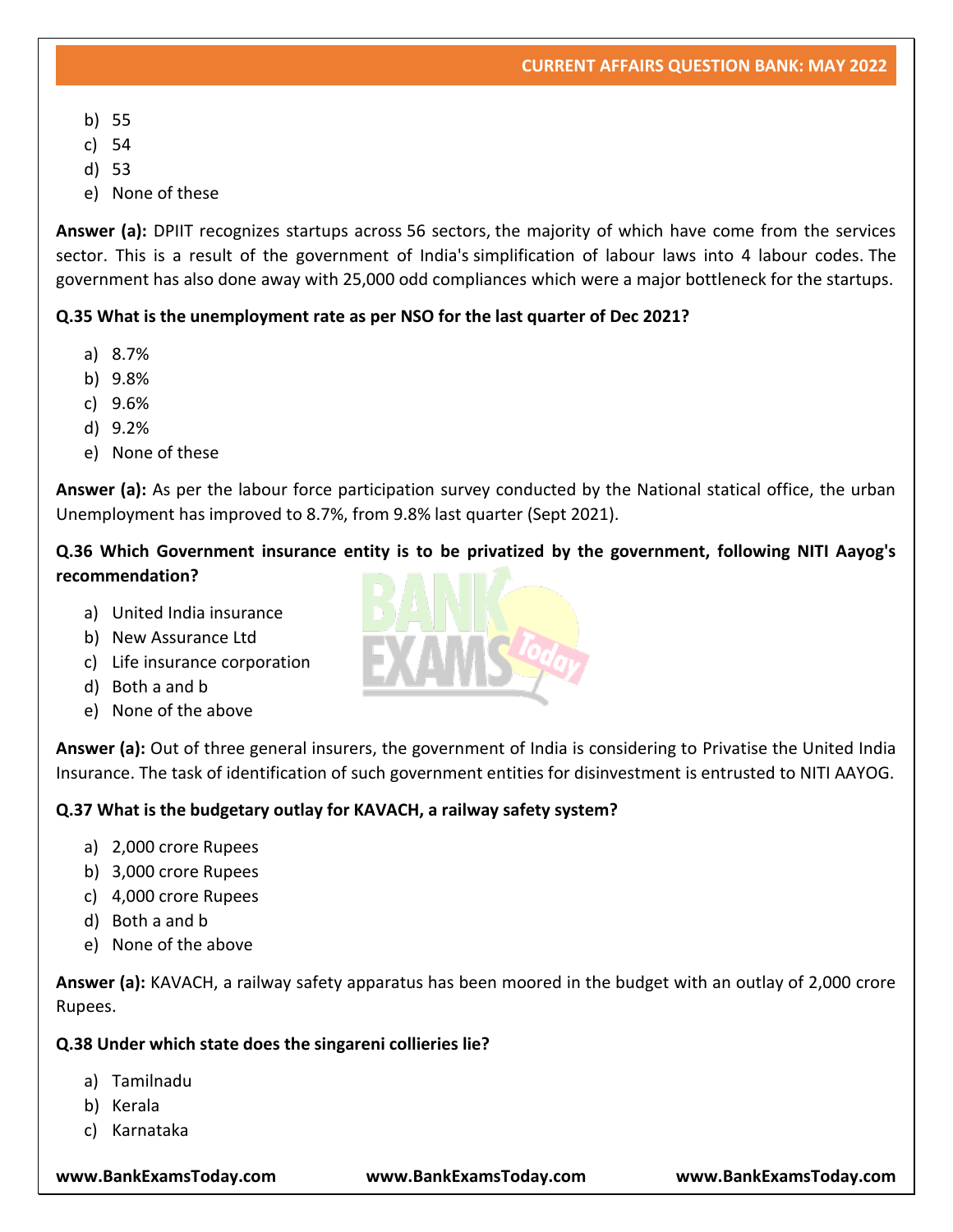b) 55
c) 54
d) 53
e) None of these

**Answer (a):** DPIIT recognizes startups across 56 sectors, the majority of which have come from the services sector. This is a result of the government of India's simplification of labour laws into 4 labour codes. The government has also done away with 25,000 odd compliances which were a major bottleneck for the startups.

**Q.35 What is the unemployment rate as per NSO for the last quarter of Dec 2021?**

a) 8.7%
b) 9.8%
c) 9.6%
d) 9.2%
e) None of these

**Answer (a):** As per the labour force participation survey conducted by the National statical office, the urban Unemployment has improved to 8.7%, from 9.8% last quarter (Sept 2021).

**Q.36 Which Government insurance entity is to be privatized by the government, following NITI Aayog's recommendation?**

a) United India insurance
b) New Assurance Ltd
c) Life insurance corporation
d) Both a and b
e) None of the above

**Answer (a):** Out of three general insurers, the government of India is considering to Privatise the United India Insurance. The task of identification of such government entities for disinvestment is entrusted to NITI AAYOG.

**Q.37 What is the budgetary outlay for KAVACH, a railway safety system?**

a) 2,000 crore Rupees
b) 3,000 crore Rupees
c) 4,000 crore Rupees
d) Both a and b
e) None of the above

**Answer (a):** KAVACH, a railway safety apparatus has been moored in the budget with an outlay of 2,000 crore Rupees.

**Q.38 Under which state does the singareni collieries lie?**

a) Tamilnadu
b) Kerala
c) Karnataka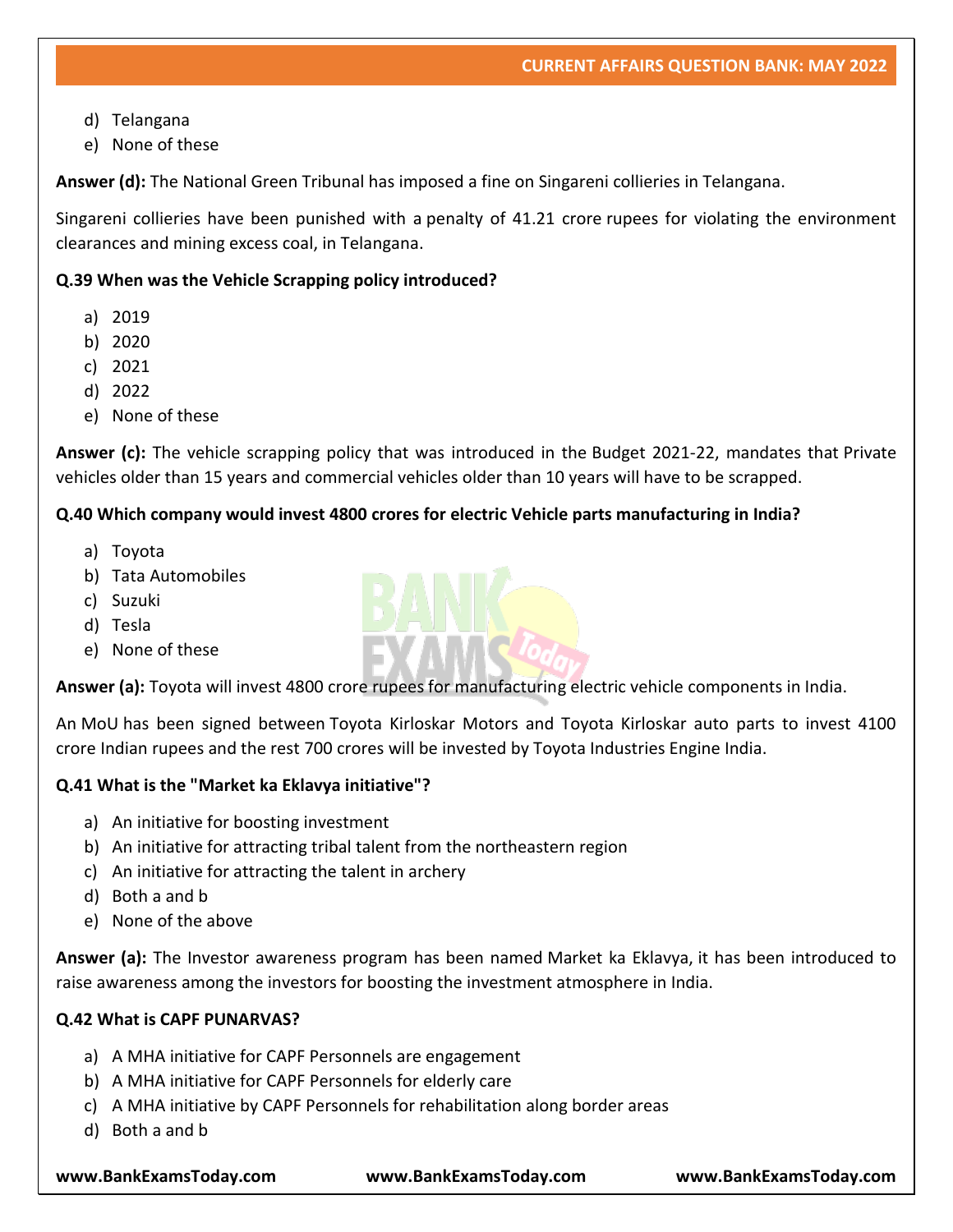d) Telangana
e) None of these

**Answer (d):** The National Green Tribunal has imposed a fine on Singareni collieries in Telangana.

Singareni collieries have been punished with a penalty of 41.21 crore rupees for violating the environment clearances and mining excess coal, in Telangana.

**Q.39 When was the Vehicle Scrapping policy introduced?**

a) 2019
b) 2020
c) 2021
d) 2022
e) None of these

**Answer (c):** The vehicle scrapping policy that was introduced in the Budget 2021-22, mandates that Private vehicles older than 15 years and commercial vehicles older than 10 years will have to be scrapped.

**Q.40 Which company would invest 4800 crores for electric Vehicle parts manufacturing in India?**

a) Toyota
b) Tata Automobiles
c) Suzuki
d) Tesla
e) None of these

**Answer (a):** Toyota will invest 4800 crore rupees for manufacturing electric vehicle components in India.

An MoU has been signed between Toyota Kirloskar Motors and Toyota Kirloskar auto parts to invest 4100 crore Indian rupees and the rest 700 crores will be invested by Toyota Industries Engine India.

**Q.41 What is the "Market ka Eklavya initiative"?**

a) An initiative for boosting investment
b) An initiative for attracting tribal talent from the northeastern region
c) An initiative for attracting the talent in archery
d) Both a and b
e) None of the above

**Answer (a):** The Investor awareness program has been named Market ka Eklavya, it has been introduced to raise awareness among the investors for boosting the investment atmosphere in India.

**Q.42 What is CAPF PUNARVAS?**

a) A MHA initiative for CAPF Personnels are engagement
b) A MHA initiative for CAPF Personnels for elderly care
c) A MHA initiative by CAPF Personnels for rehabilitation along border areas
d) Both a and b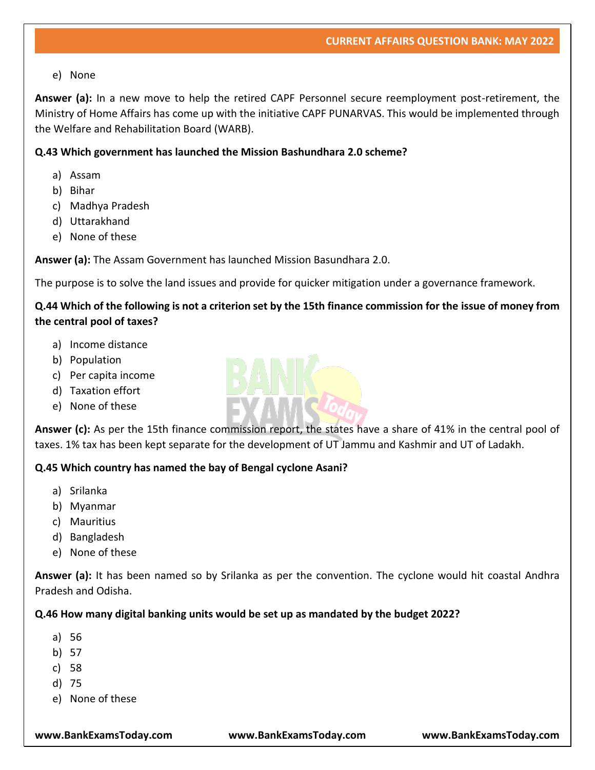e) None

**Answer (a):** In a new move to help the retired CAPF Personnel secure reemployment post-retirement, the Ministry of Home Affairs has come up with the initiative CAPF PUNARVAS. This would be implemented through the Welfare and Rehabilitation Board (WARB).

**Q.43 Which government has launched the Mission Bashundhara 2.0 scheme?**

a) Assam
b) Bihar
c) Madhya Pradesh
d) Uttarakhand
e) None of these

**Answer (a):** The Assam Government has launched Mission Basundhara 2.0.

The purpose is to solve the land issues and provide for quicker mitigation under a governance framework.

**Q.44 Which of the following is not a criterion set by the 15th finance commission for the issue of money from the central pool of taxes?**

a) Income distance
b) Population
c) Per capita income
d) Taxation effort
e) None of these

**Answer (c):** As per the 15th finance commission report, the states have a share of 41% in the central pool of taxes. 1% tax has been kept separate for the development of UT Jammu and Kashmir and UT of Ladakh.

**Q.45 Which country has named the bay of Bengal cyclone Asani?**

a) Srilanka
b) Myanmar
c) Mauritius
d) Bangladesh
e) None of these

**Answer (a):** It has been named so by Srilanka as per the convention. The cyclone would hit coastal Andhra Pradesh and Odisha.

**Q.46 How many digital banking units would be set up as mandated by the budget 2022?**

a) 56
b) 57
c) 58
d) 75
e) None of these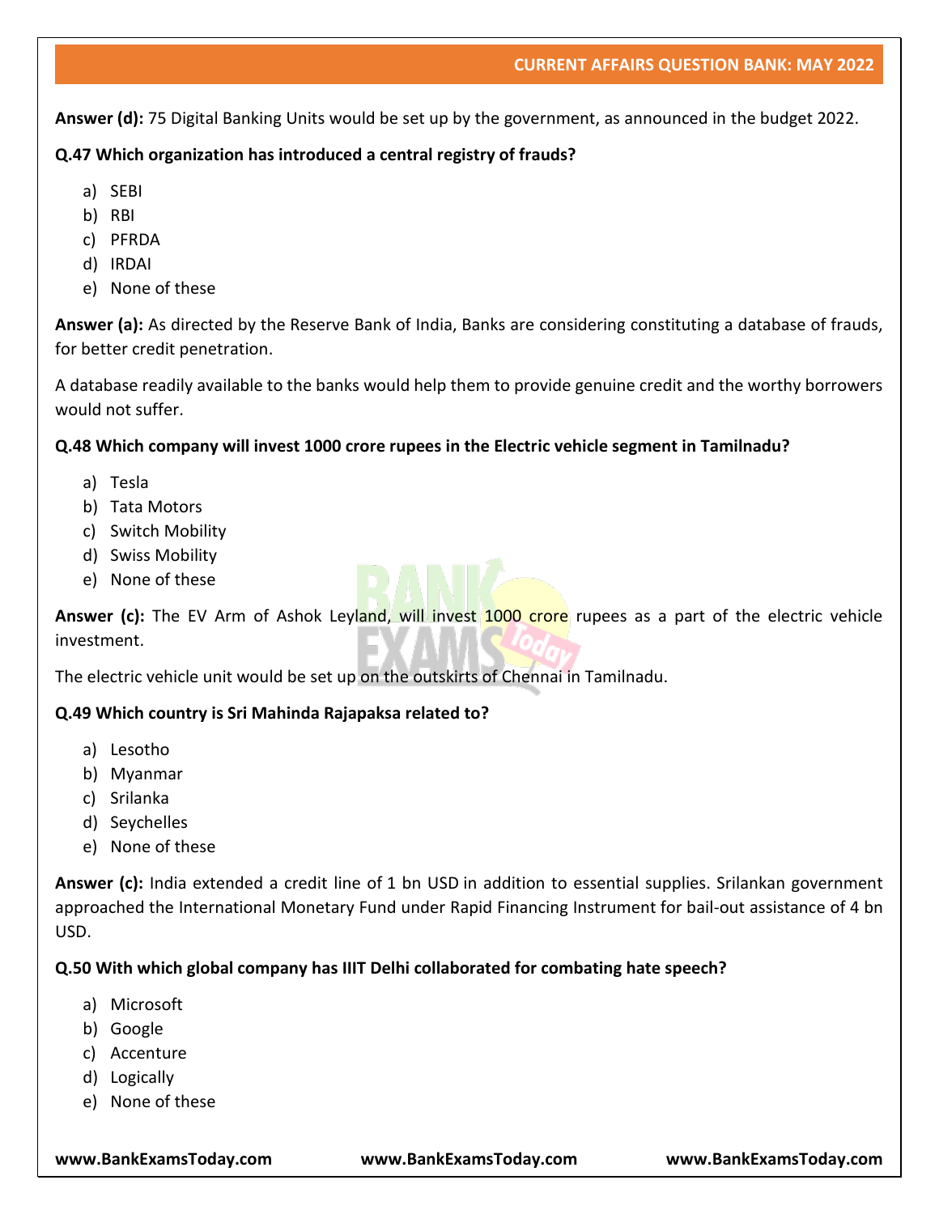**Answer (d):** 75 Digital Banking Units would be set up by the government, as announced in the budget 2022.

**Q.47 Which organization has introduced a central registry of frauds?**

a) SEBI
b) RBI
c) PFRDA
d) IRDAI
e) None of these

**Answer (a):** As directed by the Reserve Bank of India, Banks are considering constituting a database of frauds, for better credit penetration.

A database readily available to the banks would help them to provide genuine credit and the worthy borrowers would not suffer.

**Q.48 Which company will invest 1000 crore rupees in the Electric vehicle segment in Tamilnadu?**

a) Tesla
b) Tata Motors
c) Switch Mobility
d) Swiss Mobility
e) None of these

**Answer (c):** The EV Arm of Ashok Leyland, will invest 1000 crore rupees as a part of the electric vehicle investment.

The electric vehicle unit would be set up on the outskirts of Chennai in Tamilnadu.

**Q.49 Which country is Sri Mahinda Rajapaksa related to?**

a) Lesotho
b) Myanmar
c) Srilanka
d) Seychelles
e) None of these

**Answer (c):** India extended a credit line of 1 bn USD in addition to essential supplies. Srilankan government approached the International Monetary Fund under Rapid Financing Instrument for bail-out assistance of 4 bn USD.

**Q.50 With which global company has IIIT Delhi collaborated for combating hate speech?**

a) Microsoft
b) Google
c) Accenture
d) Logically
e) None of these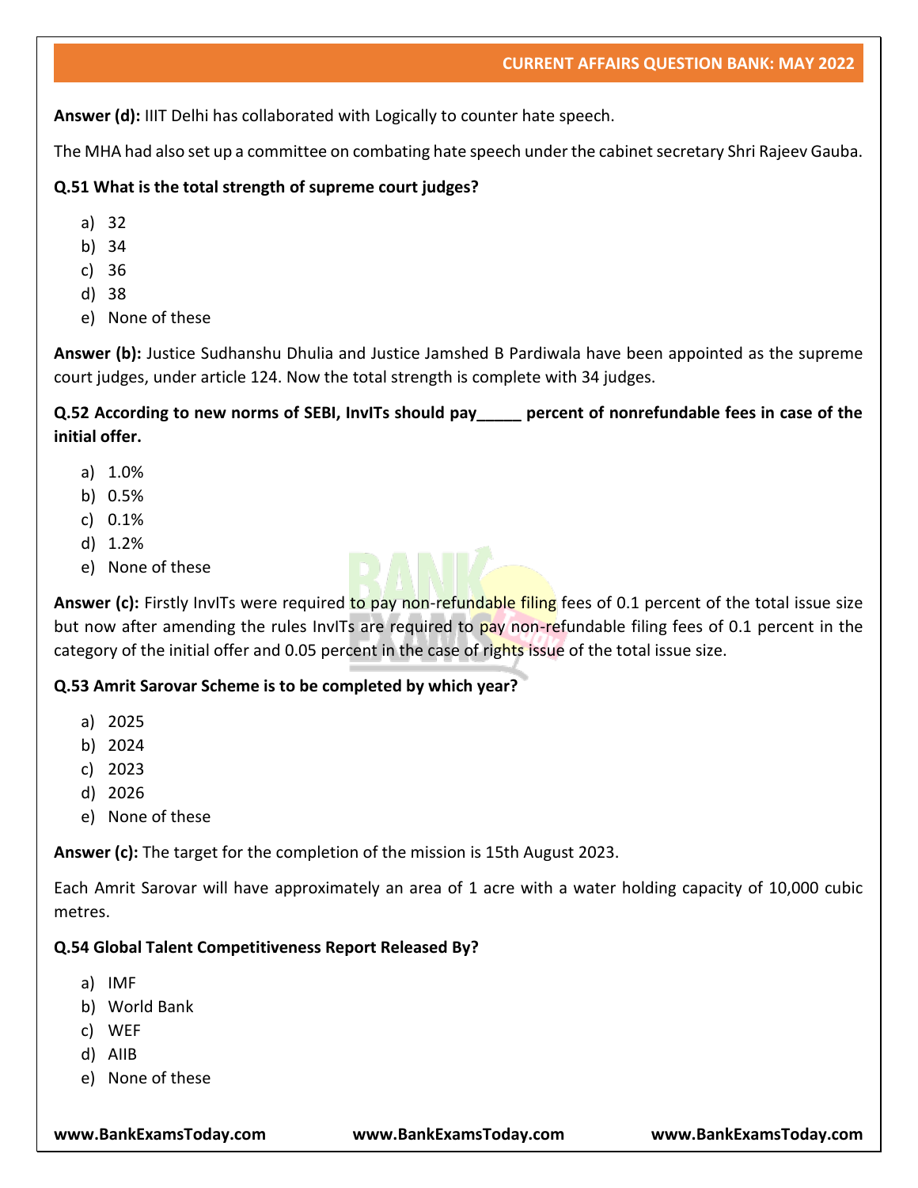**Answer (d):** IIIT Delhi has collaborated with Logically to counter hate speech.

The MHA had also set up a committee on combating hate speech under the cabinet secretary Shri Rajeev Gauba.

**Q.51 What is the total strength of supreme court judges?**

a) 32
b) 34
c) 36
d) 38
e) None of these

**Answer (b):** Justice Sudhanshu Dhulia and Justice Jamshed B Pardiwala have been appointed as the supreme court judges, under article 124. Now the total strength is complete with 34 judges.

**Q.52 According to new norms of SEBI, InvITs should pay_____ percent of nonrefundable fees in case of the initial offer.**

a) 1.0%
b) 0.5%
c) 0.1%
d) 1.2%
e) None of these

**Answer (c):** Firstly InvITs were required to pay non-refundable filing fees of 0.1 percent of the total issue size but now after amending the rules InvITs are required to pay non-refundable filing fees of 0.1 percent in the category of the initial offer and 0.05 percent in the case of rights issue of the total issue size.

**Q.53 Amrit Sarovar Scheme is to be completed by which year?**

a) 2025
b) 2024
c) 2023
d) 2026
e) None of these

**Answer (c):** The target for the completion of the mission is 15th August 2023.

Each Amrit Sarovar will have approximately an area of 1 acre with a water holding capacity of 10,000 cubic metres.

**Q.54 Global Talent Competitiveness Report Released By?**

a) IMF
b) World Bank
c) WEF
d) AIIB
e) None of these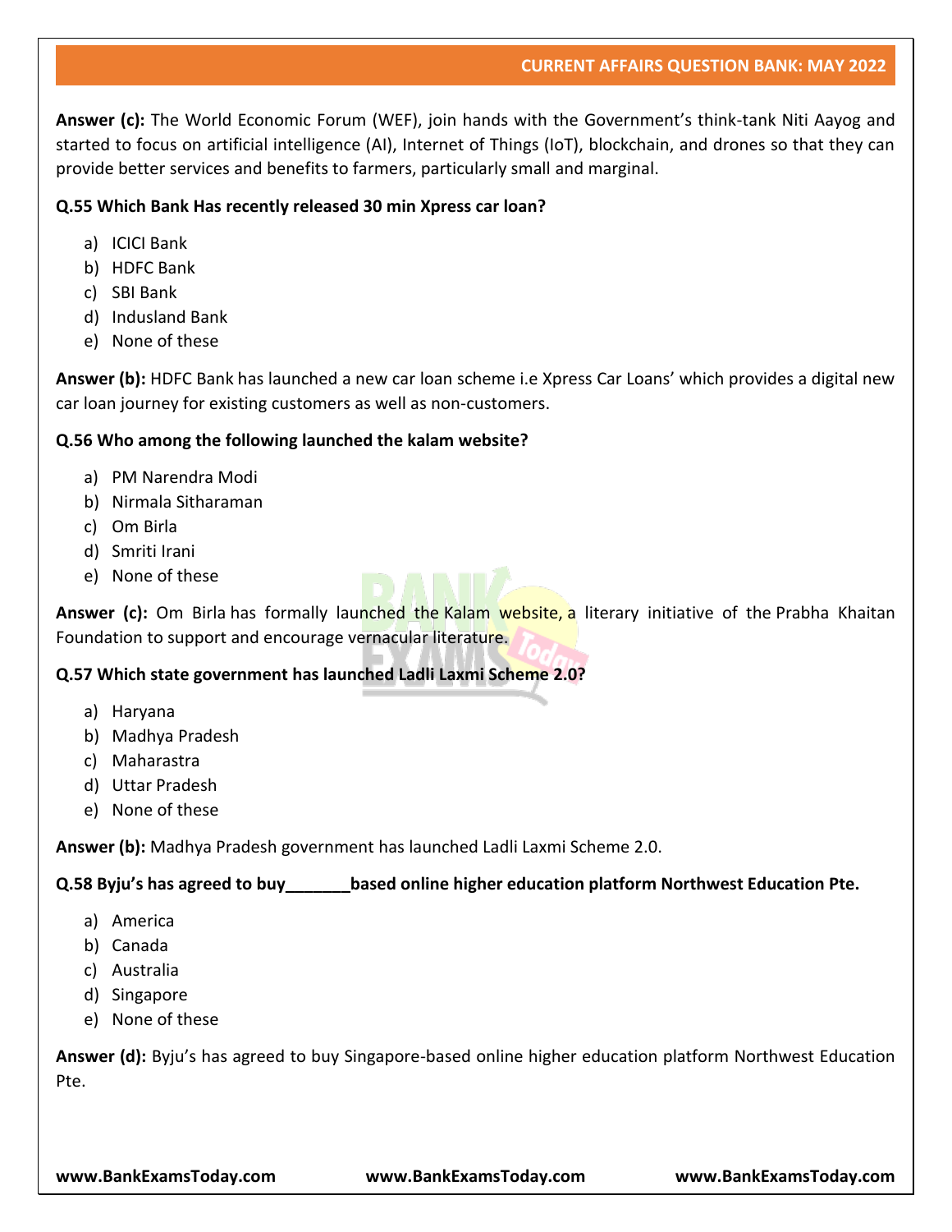**Answer (c):** The World Economic Forum (WEF), join hands with the Government's think-tank Niti Aayog and started to focus on artificial intelligence (AI), Internet of Things (IoT), blockchain, and drones so that they can provide better services and benefits to farmers, particularly small and marginal.

**Q.55 Which Bank Has recently released 30 min Xpress car loan?**

a) ICICI Bank
b) HDFC Bank
c) SBI Bank
d) Indusland Bank
e) None of these

**Answer (b):** HDFC Bank has launched a new car loan scheme i.e Xpress Car Loans' which provides a digital new car loan journey for existing customers as well as non-customers.

**Q.56 Who among the following launched the kalam website?**

a) PM Narendra Modi
b) Nirmala Sitharaman
c) Om Birla
d) Smriti Irani
e) None of these

**Answer (c):** Om Birla has formally launched the Kalam website, a literary initiative of the Prabha Khaitan Foundation to support and encourage vernacular literature.

**Q.57 Which state government has launched Ladli Laxmi Scheme 2.0?**

a) Haryana
b) Madhya Pradesh
c) Maharastra
d) Uttar Pradesh
e) None of these

**Answer (b):** Madhya Pradesh government has launched Ladli Laxmi Scheme 2.0.

**Q.58 Byju's has agreed to buy_______based online higher education platform Northwest Education Pte.**

a) America
b) Canada
c) Australia
d) Singapore
e) None of these

**Answer (d):** Byju's has agreed to buy Singapore-based online higher education platform Northwest Education Pte.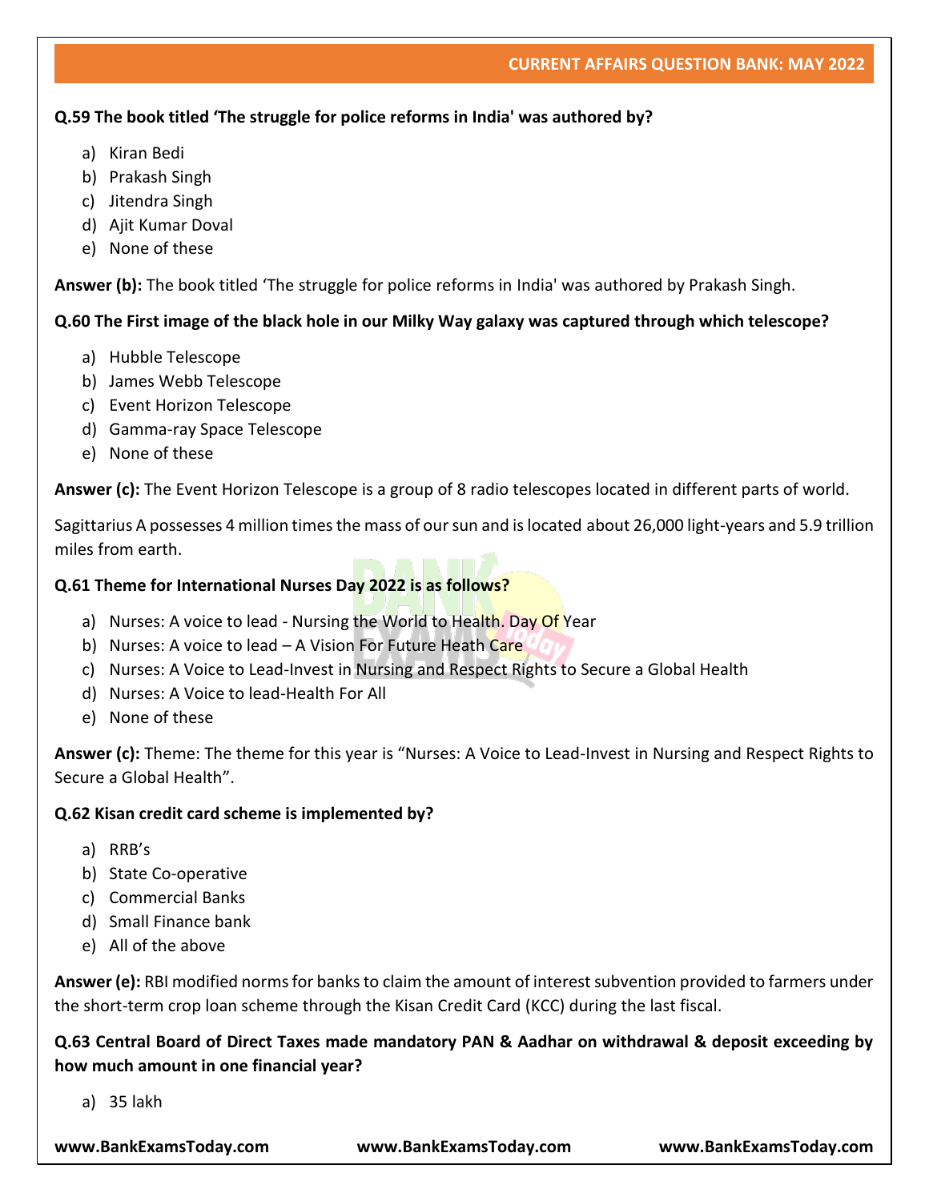**Q.59 The book titled 'The struggle for police reforms in India' was authored by?**

a) Kiran Bedi
b) Prakash Singh
c) Jitendra Singh
d) Ajit Kumar Doval
e) None of these

**Answer (b):** The book titled 'The struggle for police reforms in India' was authored by Prakash Singh.

**Q.60 The First image of the black hole in our Milky Way galaxy was captured through which telescope?**

a) Hubble Telescope
b) James Webb Telescope
c) Event Horizon Telescope
d) Gamma-ray Space Telescope
e) None of these

**Answer (c):** The Event Horizon Telescope is a group of 8 radio telescopes located in different parts of world.

Sagittarius A possesses 4 million times the mass of our sun and is located about 26,000 light-years and 5.9 trillion miles from earth.

**Q.61 Theme for International Nurses Day 2022 is as follows?**

a) Nurses: A voice to lead - Nursing the World to Health. Day Of Year
b) Nurses: A voice to lead – A Vision For Future Heath Care
c) Nurses: A Voice to Lead-Invest in Nursing and Respect Rights to Secure a Global Health
d) Nurses: A Voice to lead-Health For All
e) None of these

**Answer (c):** Theme: The theme for this year is "Nurses: A Voice to Lead-Invest in Nursing and Respect Rights to Secure a Global Health".

**Q.62 Kisan credit card scheme is implemented by?**

a) RRB's
b) State Co-operative
c) Commercial Banks
d) Small Finance bank
e) All of the above

**Answer (e):** RBI modified norms for banks to claim the amount of interest subvention provided to farmers under the short-term crop loan scheme through the Kisan Credit Card (KCC) during the last fiscal.

**Q.63 Central Board of Direct Taxes made mandatory PAN & Aadhar on withdrawal & deposit exceeding by how much amount in one financial year?**

a) 35 lakh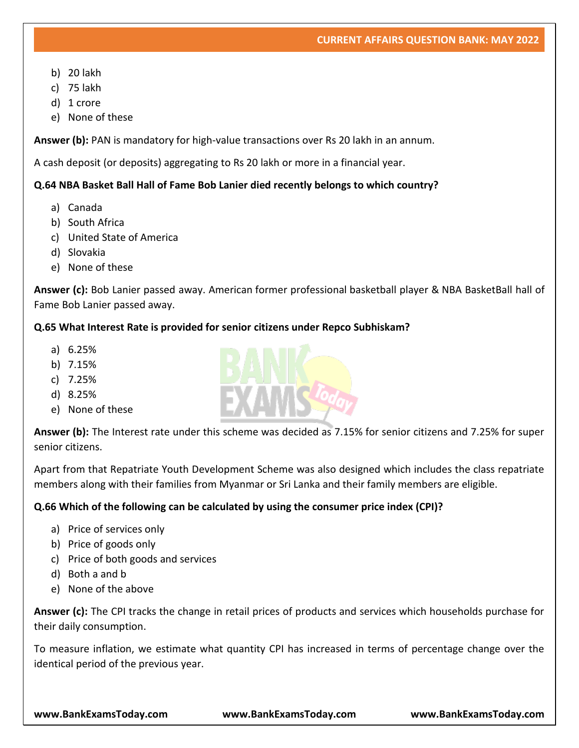b) 20 lakh
c) 75 lakh
d) 1 crore
e) None of these

**Answer (b):** PAN is mandatory for high-value transactions over Rs 20 lakh in an annum.

A cash deposit (or deposits) aggregating to Rs 20 lakh or more in a financial year.

**Q.64 NBA Basket Ball Hall of Fame Bob Lanier died recently belongs to which country?**

a) Canada
b) South Africa
c) United State of America
d) Slovakia
e) None of these

**Answer (c):** Bob Lanier passed away. American former professional basketball player & NBA BasketBall hall of Fame Bob Lanier passed away.

**Q.65 What Interest Rate is provided for senior citizens under Repco Subhiskam?**

a) 6.25%
b) 7.15%
c) 7.25%
d) 8.25%
e) None of these

**Answer (b):** The Interest rate under this scheme was decided as 7.15% for senior citizens and 7.25% for super senior citizens.

Apart from that Repatriate Youth Development Scheme was also designed which includes the class repatriate members along with their families from Myanmar or Sri Lanka and their family members are eligible.

**Q.66 Which of the following can be calculated by using the consumer price index (CPI)?**

a) Price of services only
b) Price of goods only
c) Price of both goods and services
d) Both a and b
e) None of the above

**Answer (c):** The CPI tracks the change in retail prices of products and services which households purchase for their daily consumption.

To measure inflation, we estimate what quantity CPI has increased in terms of percentage change over the identical period of the previous year.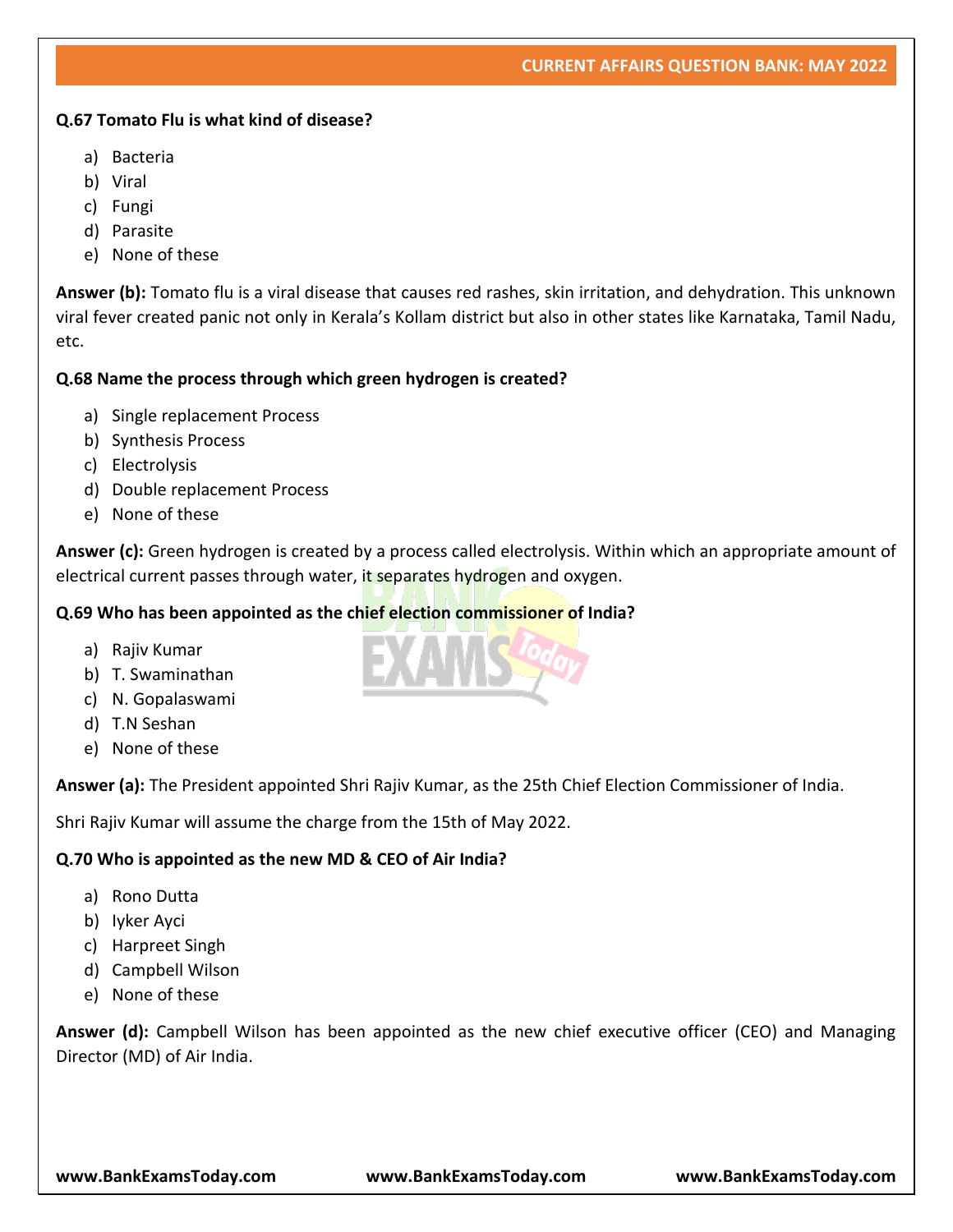**Q.67 Tomato Flu is what kind of disease?**

a) Bacteria
b) Viral
c) Fungi
d) Parasite
e) None of these

**Answer (b):** Tomato flu is a viral disease that causes red rashes, skin irritation, and dehydration. This unknown viral fever created panic not only in Kerala's Kollam district but also in other states like Karnataka, Tamil Nadu, etc.

**Q.68 Name the process through which green hydrogen is created?**

a) Single replacement Process
b) Synthesis Process
c) Electrolysis
d) Double replacement Process
e) None of these

**Answer (c):** Green hydrogen is created by a process called electrolysis. Within which an appropriate amount of electrical current passes through water, it separates hydrogen and oxygen.

**Q.69 Who has been appointed as the chief election commissioner of India?**

a) Rajiv Kumar
b) T. Swaminathan
c) N. Gopalaswami
d) T.N Seshan
e) None of these

**Answer (a):** The President appointed Shri Rajiv Kumar, as the 25th Chief Election Commissioner of India.

Shri Rajiv Kumar will assume the charge from the 15th of May 2022.

**Q.70 Who is appointed as the new MD & CEO of Air India?**

a) Rono Dutta
b) Iyker Ayci
c) Harpreet Singh
d) Campbell Wilson
e) None of these

**Answer (d):** Campbell Wilson has been appointed as the new chief executive officer (CEO) and Managing Director (MD) of Air India.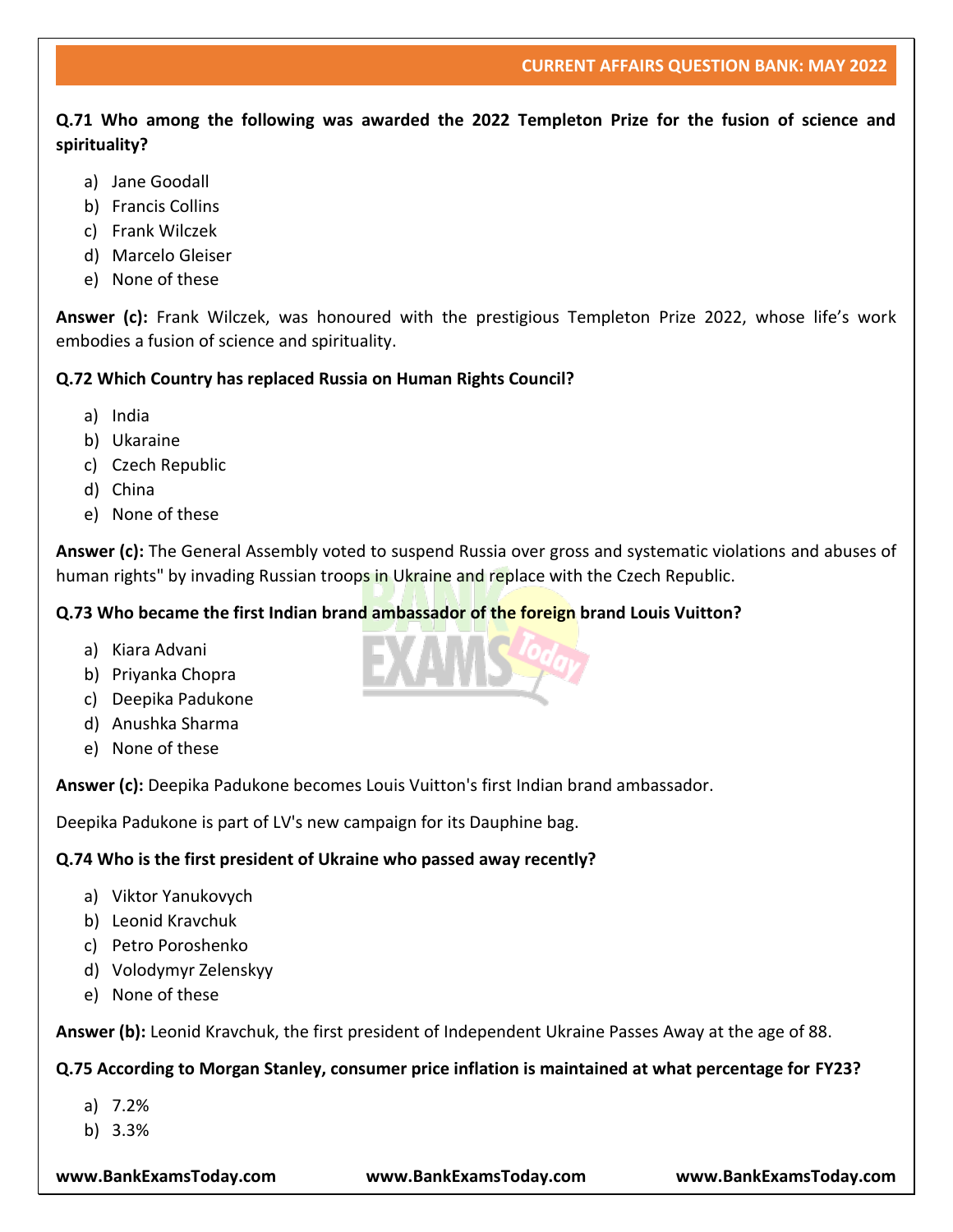**Q.71 Who among the following was awarded the 2022 Templeton Prize for the fusion of science and spirituality?**

a) Jane Goodall
b) Francis Collins
c) Frank Wilczek
d) Marcelo Gleiser
e) None of these

**Answer (c):** Frank Wilczek, was honoured with the prestigious Templeton Prize 2022, whose life's work embodies a fusion of science and spirituality.

**Q.72 Which Country has replaced Russia on Human Rights Council?**

a) India
b) Ukaraine
c) Czech Republic
d) China
e) None of these

**Answer (c):** The General Assembly voted to suspend Russia over gross and systematic violations and abuses of human rights" by invading Russian troops in Ukraine and replace with the Czech Republic.

**Q.73 Who became the first Indian brand ambassador of the foreign brand Louis Vuitton?**

a) Kiara Advani
b) Priyanka Chopra
c) Deepika Padukone
d) Anushka Sharma
e) None of these

**Answer (c):** Deepika Padukone becomes Louis Vuitton's first Indian brand ambassador.

Deepika Padukone is part of LV's new campaign for its Dauphine bag.

**Q.74 Who is the first president of Ukraine who passed away recently?**

a) Viktor Yanukovych
b) Leonid Kravchuk
c) Petro Poroshenko
d) Volodymyr Zelenskyy
e) None of these

**Answer (b):** Leonid Kravchuk, the first president of Independent Ukraine Passes Away at the age of 88.

**Q.75 According to Morgan Stanley, consumer price inflation is maintained at what percentage for FY23?**

a) 7.2%
b) 3.3%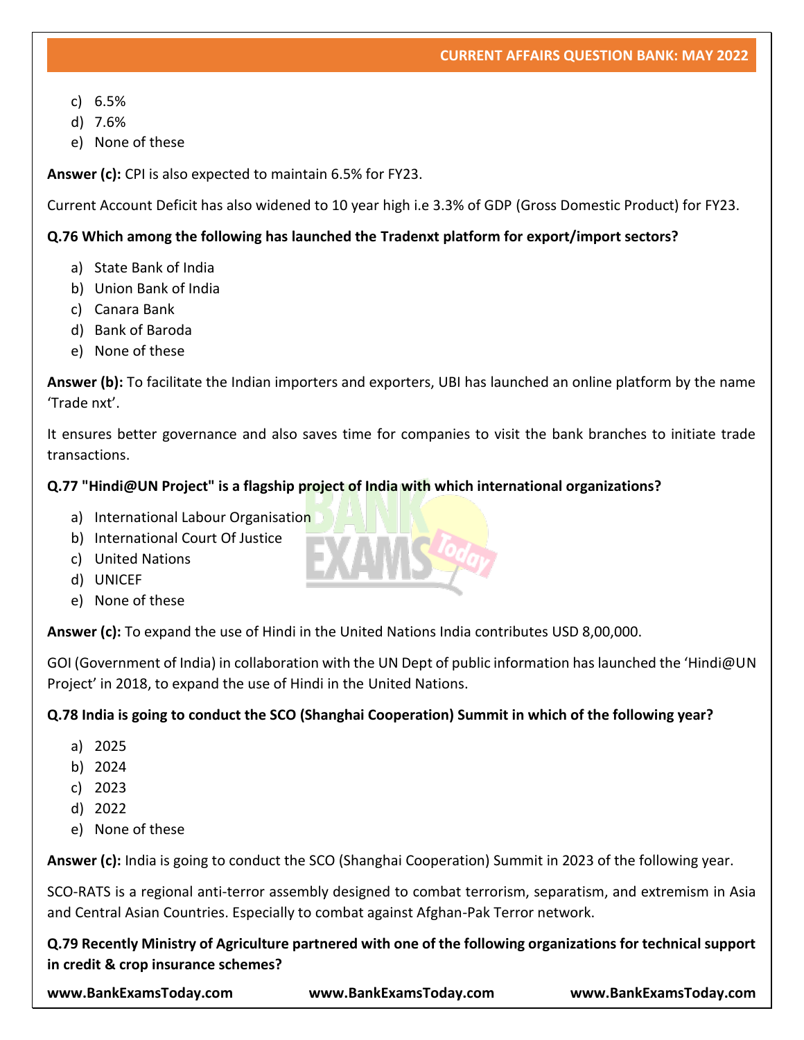c) 6.5%
d) 7.6%
e) None of these

**Answer (c):** CPI is also expected to maintain 6.5% for FY23.

Current Account Deficit has also widened to 10 year high i.e 3.3% of GDP (Gross Domestic Product) for FY23.

**Q.76 Which among the following has launched the Tradenxt platform for export/import sectors?**

a) State Bank of India
b) Union Bank of India
c) Canara Bank
d) Bank of Baroda
e) None of these

**Answer (b):** To facilitate the Indian importers and exporters, UBI has launched an online platform by the name 'Trade nxt'.

It ensures better governance and also saves time for companies to visit the bank branches to initiate trade transactions.

**Q.77 "Hindi@UN Project" is a flagship project of India with which international organizations?**

a) International Labour Organisation
b) International Court Of Justice
c) United Nations
d) UNICEF
e) None of these

**Answer (c):** To expand the use of Hindi in the United Nations India contributes USD 8,00,000.

GOI (Government of India) in collaboration with the UN Dept of public information has launched the 'Hindi@UN Project' in 2018, to expand the use of Hindi in the United Nations.

**Q.78 India is going to conduct the SCO (Shanghai Cooperation) Summit in which of the following year?**

a) 2025
b) 2024
c) 2023
d) 2022
e) None of these

**Answer (c):** India is going to conduct the SCO (Shanghai Cooperation) Summit in 2023 of the following year.

SCO-RATS is a regional anti-terror assembly designed to combat terrorism, separatism, and extremism in Asia and Central Asian Countries. Especially to combat against Afghan-Pak Terror network.

**Q.79 Recently Ministry of Agriculture partnered with one of the following organizations for technical support in credit & crop insurance schemes?**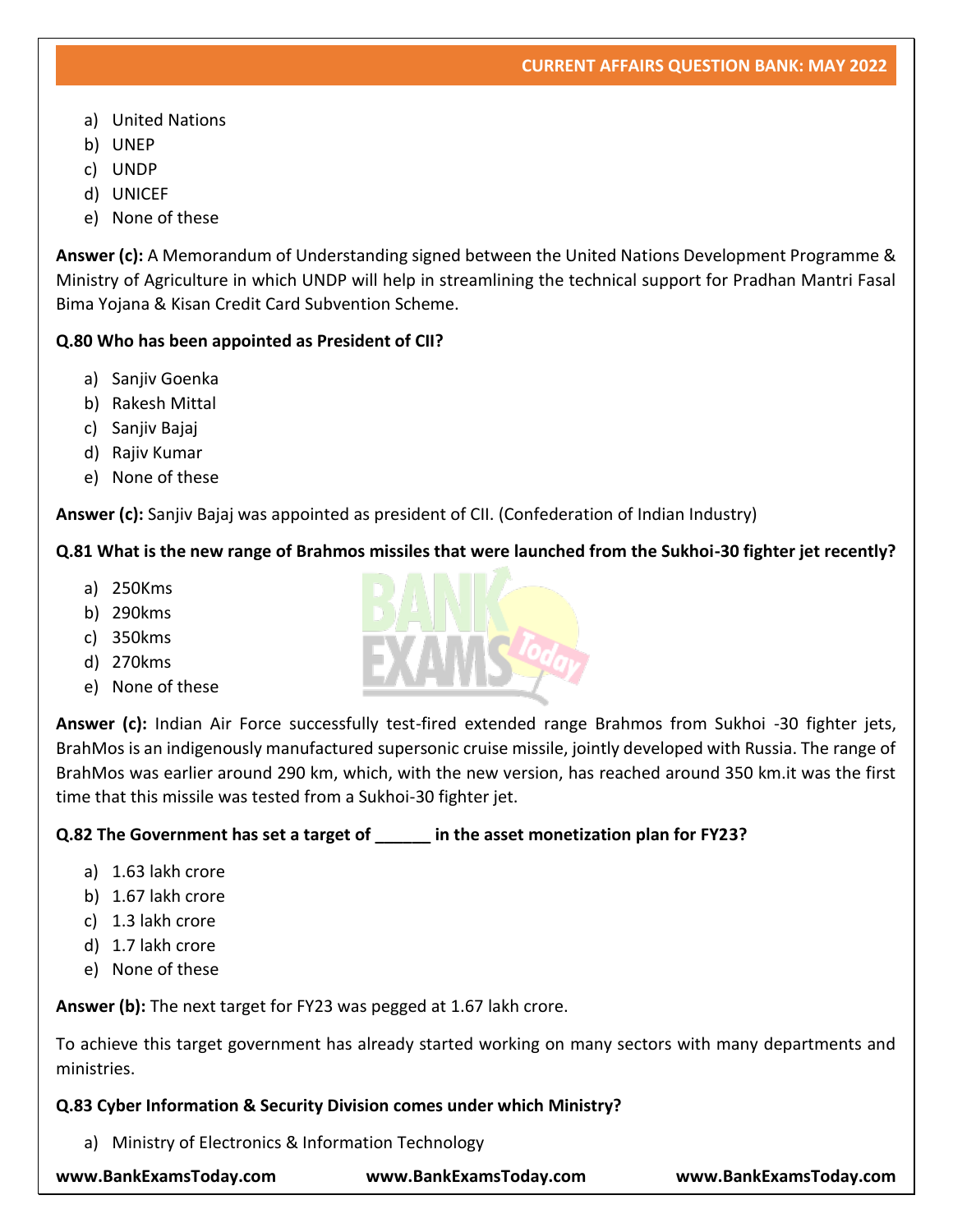a) United Nations
b) UNEP
c) UNDP
d) UNICEF
e) None of these

**Answer (c):** A Memorandum of Understanding signed between the United Nations Development Programme & Ministry of Agriculture in which UNDP will help in streamlining the technical support for Pradhan Mantri Fasal Bima Yojana & Kisan Credit Card Subvention Scheme.

**Q.80 Who has been appointed as President of CII?**

a) Sanjiv Goenka
b) Rakesh Mittal
c) Sanjiv Bajaj
d) Rajiv Kumar
e) None of these

**Answer (c):** Sanjiv Bajaj was appointed as president of CII. (Confederation of Indian Industry)

**Q.81 What is the new range of Brahmos missiles that were launched from the Sukhoi-30 fighter jet recently?**

a) 250Kms
b) 290kms
c) 350kms
d) 270kms
e) None of these

**Answer (c):** Indian Air Force successfully test-fired extended range Brahmos from Sukhoi -30 fighter jets, BrahMos is an indigenously manufactured supersonic cruise missile, jointly developed with Russia. The range of BrahMos was earlier around 290 km, which, with the new version, has reached around 350 km.it was the first time that this missile was tested from a Sukhoi-30 fighter jet.

**Q.82 The Government has set a target of ______ in the asset monetization plan for FY23?**

a) 1.63 lakh crore
b) 1.67 lakh crore
c) 1.3 lakh crore
d) 1.7 lakh crore
e) None of these

**Answer (b):** The next target for FY23 was pegged at 1.67 lakh crore.

To achieve this target government has already started working on many sectors with many departments and ministries.

**Q.83 Cyber Information & Security Division comes under which Ministry?**

a) Ministry of Electronics & Information Technology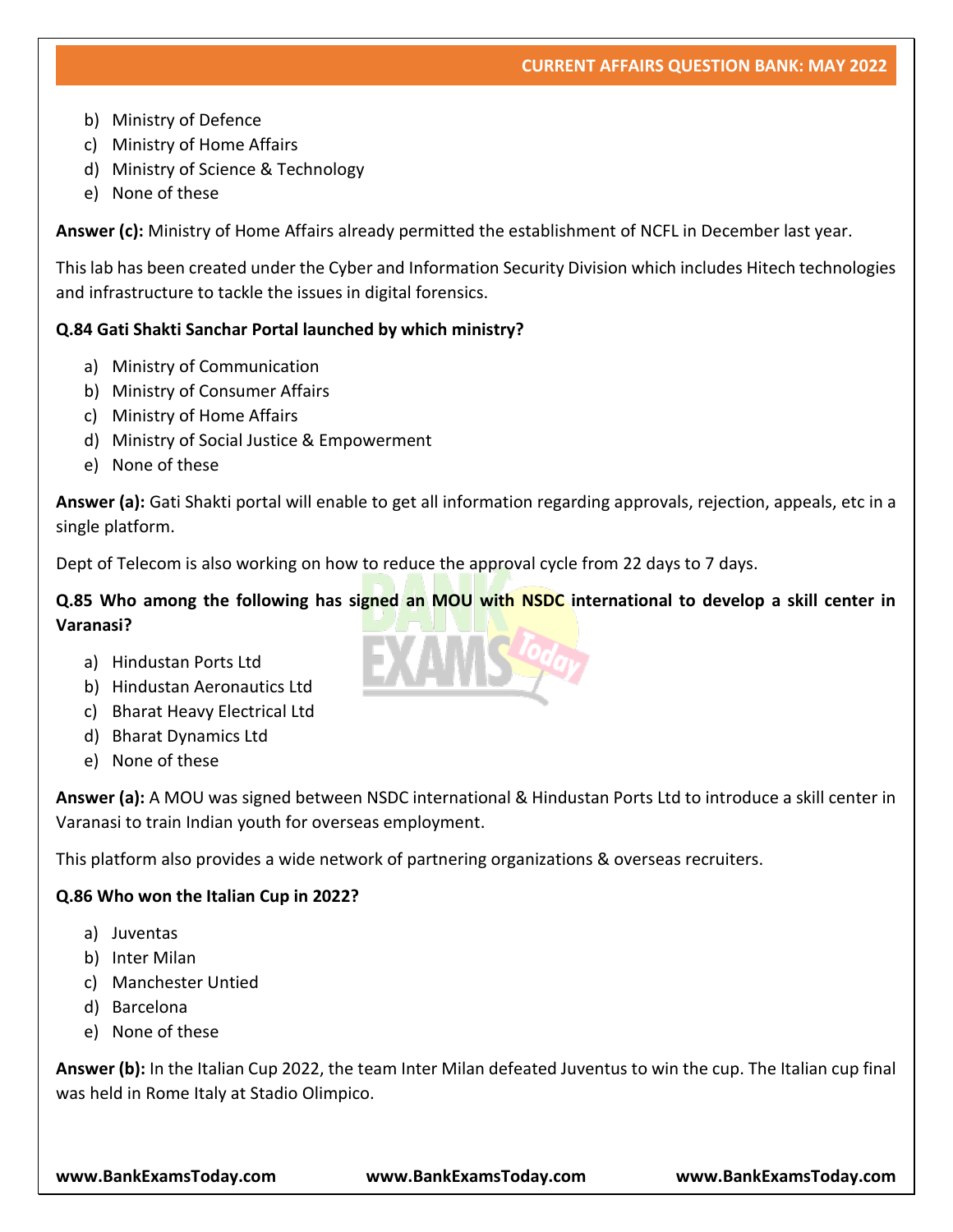b) Ministry of Defence
c) Ministry of Home Affairs
d) Ministry of Science & Technology
e) None of these

**Answer (c):** Ministry of Home Affairs already permitted the establishment of NCFL in December last year.

This lab has been created under the Cyber and Information Security Division which includes Hitech technologies and infrastructure to tackle the issues in digital forensics.

**Q.84 Gati Shakti Sanchar Portal launched by which ministry?**

a) Ministry of Communication
b) Ministry of Consumer Affairs
c) Ministry of Home Affairs
d) Ministry of Social Justice & Empowerment
e) None of these

**Answer (a):** Gati Shakti portal will enable to get all information regarding approvals, rejection, appeals, etc in a single platform.

Dept of Telecom is also working on how to reduce the approval cycle from 22 days to 7 days.

**Q.85 Who among the following has signed an MOU with NSDC international to develop a skill center in Varanasi?**

a) Hindustan Ports Ltd
b) Hindustan Aeronautics Ltd
c) Bharat Heavy Electrical Ltd
d) Bharat Dynamics Ltd
e) None of these

**Answer (a):** A MOU was signed between NSDC international & Hindustan Ports Ltd to introduce a skill center in Varanasi to train Indian youth for overseas employment.

This platform also provides a wide network of partnering organizations & overseas recruiters.

**Q.86 Who won the Italian Cup in 2022?**

a) Juventas
b) Inter Milan
c) Manchester Untied
d) Barcelona
e) None of these

**Answer (b):** In the Italian Cup 2022, the team Inter Milan defeated Juventus to win the cup. The Italian cup final was held in Rome Italy at Stadio Olimpico.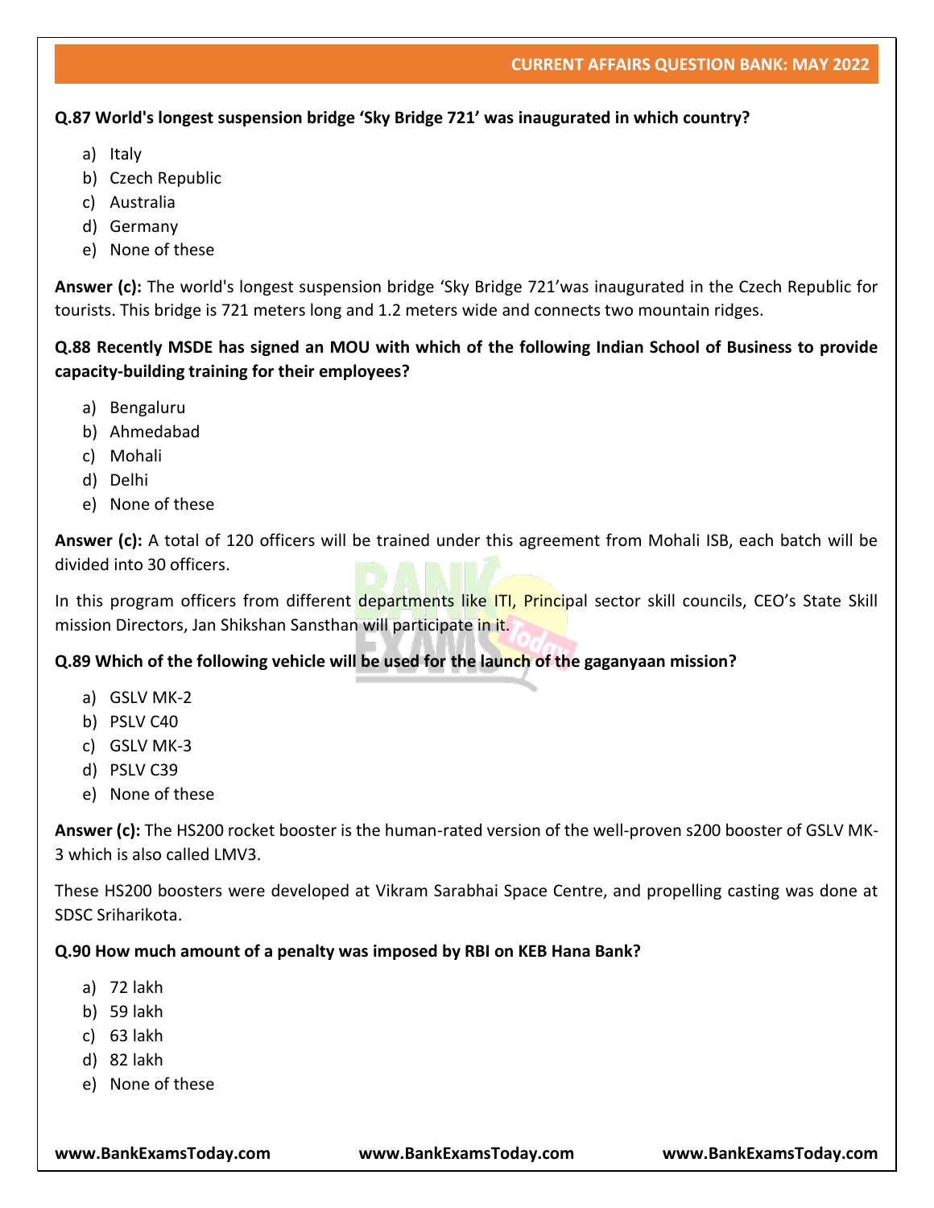**Q.87 World's longest suspension bridge 'Sky Bridge 721' was inaugurated in which country?**

a) Italy
b) Czech Republic
c) Australia
d) Germany
e) None of these

**Answer (c):** The world's longest suspension bridge 'Sky Bridge 721'was inaugurated in the Czech Republic for tourists. This bridge is 721 meters long and 1.2 meters wide and connects two mountain ridges.

**Q.88 Recently MSDE has signed an MOU with which of the following Indian School of Business to provide capacity-building training for their employees?**

a) Bengaluru
b) Ahmedabad
c) Mohali
d) Delhi
e) None of these

**Answer (c):** A total of 120 officers will be trained under this agreement from Mohali ISB, each batch will be divided into 30 officers.

In this program officers from different departments like ITI, Principal sector skill councils, CEO's State Skill mission Directors, Jan Shikshan Sansthan will participate in it.

**Q.89 Which of the following vehicle will be used for the launch of the gaganyaan mission?**

a) GSLV MK-2
b) PSLV C40
c) GSLV MK-3
d) PSLV C39
e) None of these

**Answer (c):** The HS200 rocket booster is the human-rated version of the well-proven s200 booster of GSLV MK-3 which is also called LMV3.

These HS200 boosters were developed at Vikram Sarabhai Space Centre, and propelling casting was done at SDSC Sriharikota.

**Q.90 How much amount of a penalty was imposed by RBI on KEB Hana Bank?**

a) 72 lakh
b) 59 lakh
c) 63 lakh
d) 82 lakh
e) None of these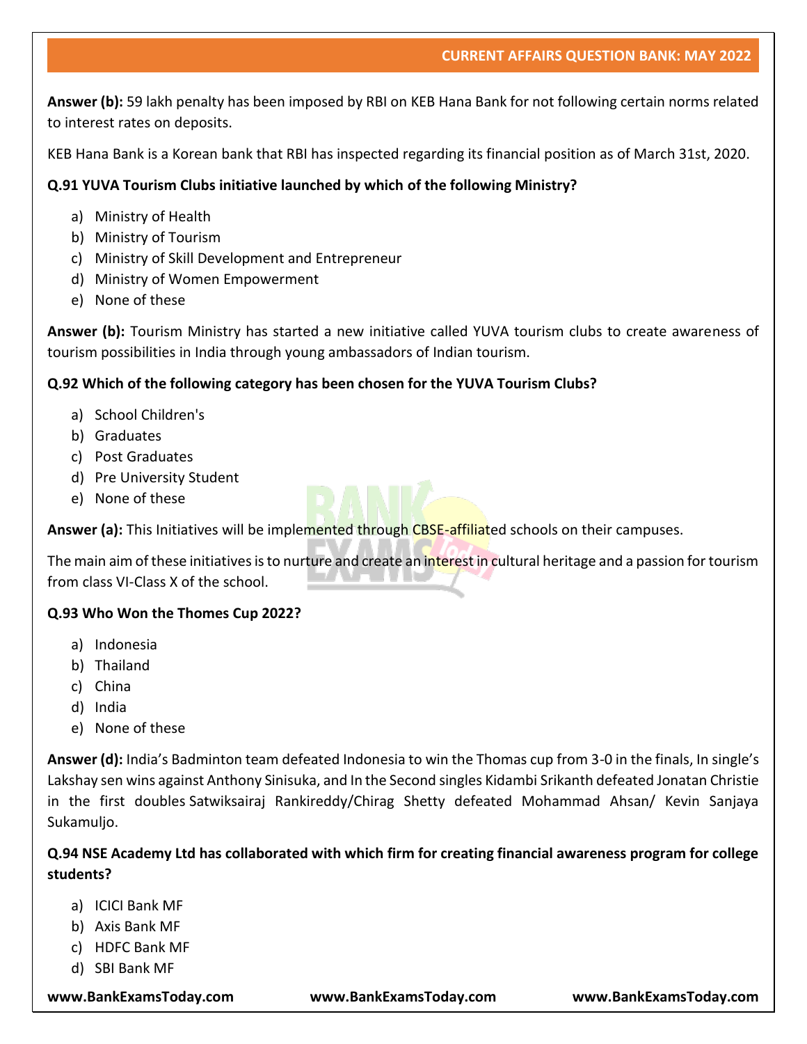**Answer (b):** 59 lakh penalty has been imposed by RBI on KEB Hana Bank for not following certain norms related to interest rates on deposits.

KEB Hana Bank is a Korean bank that RBI has inspected regarding its financial position as of March 31st, 2020.

**Q.91 YUVA Tourism Clubs initiative launched by which of the following Ministry?**

a) Ministry of Health
b) Ministry of Tourism
c) Ministry of Skill Development and Entrepreneur
d) Ministry of Women Empowerment
e) None of these

**Answer (b):** Tourism Ministry has started a new initiative called YUVA tourism clubs to create awareness of tourism possibilities in India through young ambassadors of Indian tourism.

**Q.92 Which of the following category has been chosen for the YUVA Tourism Clubs?**

a) School Children's
b) Graduates
c) Post Graduates
d) Pre University Student
e) None of these

**Answer (a):** This Initiatives will be implemented through CBSE-affiliated schools on their campuses.

The main aim of these initiatives is to nurture and create an interest in cultural heritage and a passion for tourism from class VI-Class X of the school.

**Q.93 Who Won the Thomes Cup 2022?**

a) Indonesia
b) Thailand
c) China
d) India
e) None of these

**Answer (d):** India's Badminton team defeated Indonesia to win the Thomas cup from 3-0 in the finals, In single's Lakshay sen wins against Anthony Sinisuka, and In the Second singles Kidambi Srikanth defeated Jonatan Christie in the first doubles Satwiksairaj Rankireddy/Chirag Shetty defeated Mohammad Ahsan/ Kevin Sanjaya Sukamuljo.

**Q.94 NSE Academy Ltd has collaborated with which firm for creating financial awareness program for college students?**

a) ICICI Bank MF
b) Axis Bank MF
c) HDFC Bank MF
d) SBI Bank MF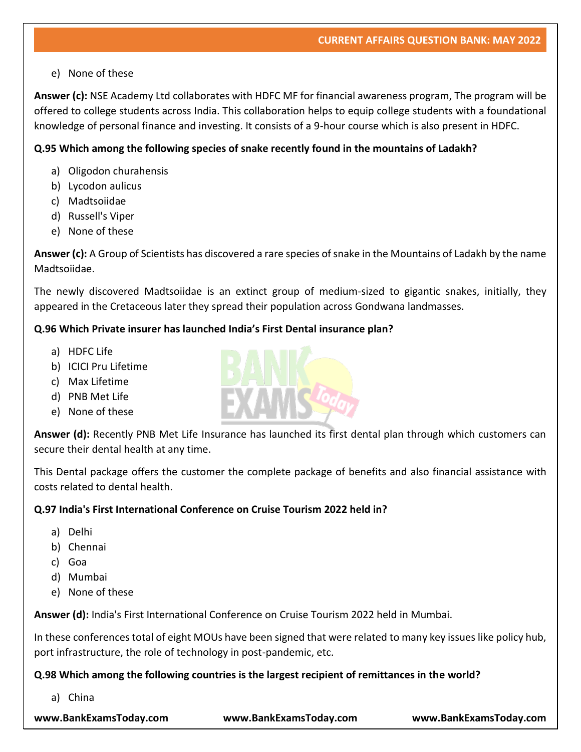e) None of these

**Answer (c):** NSE Academy Ltd collaborates with HDFC MF for financial awareness program, The program will be offered to college students across India. This collaboration helps to equip college students with a foundational knowledge of personal finance and investing. It consists of a 9-hour course which is also present in HDFC.

**Q.95 Which among the following species of snake recently found in the mountains of Ladakh?**

a) Oligodon churahensis
b) Lycodon aulicus
c) Madtsoiidae
d) Russell's Viper
e) None of these

**Answer (c):** A Group of Scientists has discovered a rare species of snake in the Mountains of Ladakh by the name Madtsoiidae.

The newly discovered Madtsoiidae is an extinct group of medium-sized to gigantic snakes, initially, they appeared in the Cretaceous later they spread their population across Gondwana landmasses.

**Q.96 Which Private insurer has launched India's First Dental insurance plan?**

a) HDFC Life
b) ICICI Pru Lifetime
c) Max Lifetime
d) PNB Met Life
e) None of these

**Answer (d):** Recently PNB Met Life Insurance has launched its first dental plan through which customers can secure their dental health at any time.

This Dental package offers the customer the complete package of benefits and also financial assistance with costs related to dental health.

**Q.97 India's First International Conference on Cruise Tourism 2022 held in?**

a) Delhi
b) Chennai
c) Goa
d) Mumbai
e) None of these

**Answer (d):** India's First International Conference on Cruise Tourism 2022 held in Mumbai.

In these conferences total of eight MOUs have been signed that were related to many key issues like policy hub, port infrastructure, the role of technology in post-pandemic, etc.

**Q.98 Which among the following countries is the largest recipient of remittances in the world?**

a) China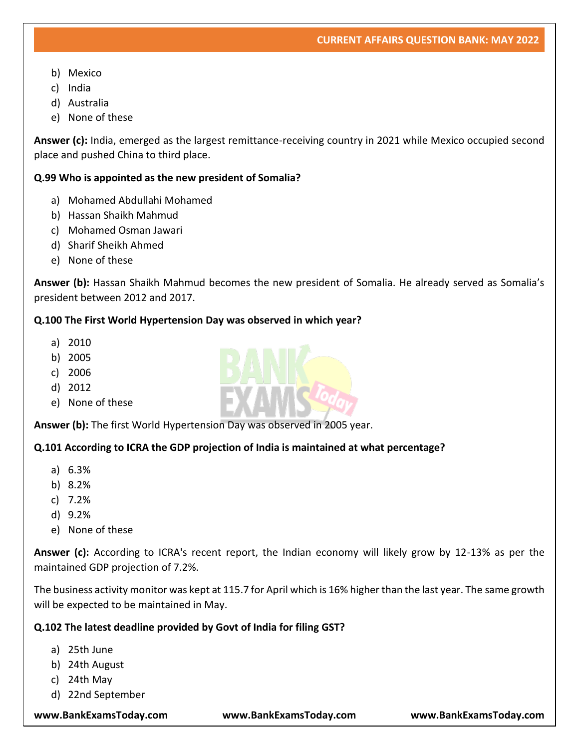b) Mexico
c) India
d) Australia
e) None of these

**Answer (c):** India, emerged as the largest remittance-receiving country in 2021 while Mexico occupied second place and pushed China to third place.

**Q.99 Who is appointed as the new president of Somalia?**

a) Mohamed Abdullahi Mohamed
b) Hassan Shaikh Mahmud
c) Mohamed Osman Jawari
d) Sharif Sheikh Ahmed
e) None of these

**Answer (b):** Hassan Shaikh Mahmud becomes the new president of Somalia. He already served as Somalia's president between 2012 and 2017.

**Q.100 The First World Hypertension Day was observed in which year?**

a) 2010
b) 2005
c) 2006
d) 2012
e) None of these

**Answer (b):** The first World Hypertension Day was observed in 2005 year.

**Q.101 According to ICRA the GDP projection of India is maintained at what percentage?**

a) 6.3%
b) 8.2%
c) 7.2%
d) 9.2%
e) None of these

**Answer (c):** According to ICRA's recent report, the Indian economy will likely grow by 12-13% as per the maintained GDP projection of 7.2%.

The business activity monitor was kept at 115.7 for April which is 16% higher than the last year. The same growth will be expected to be maintained in May.

**Q.102 The latest deadline provided by Govt of India for filing GST?**

a) 25th June
b) 24th August
c) 24th May
d) 22nd September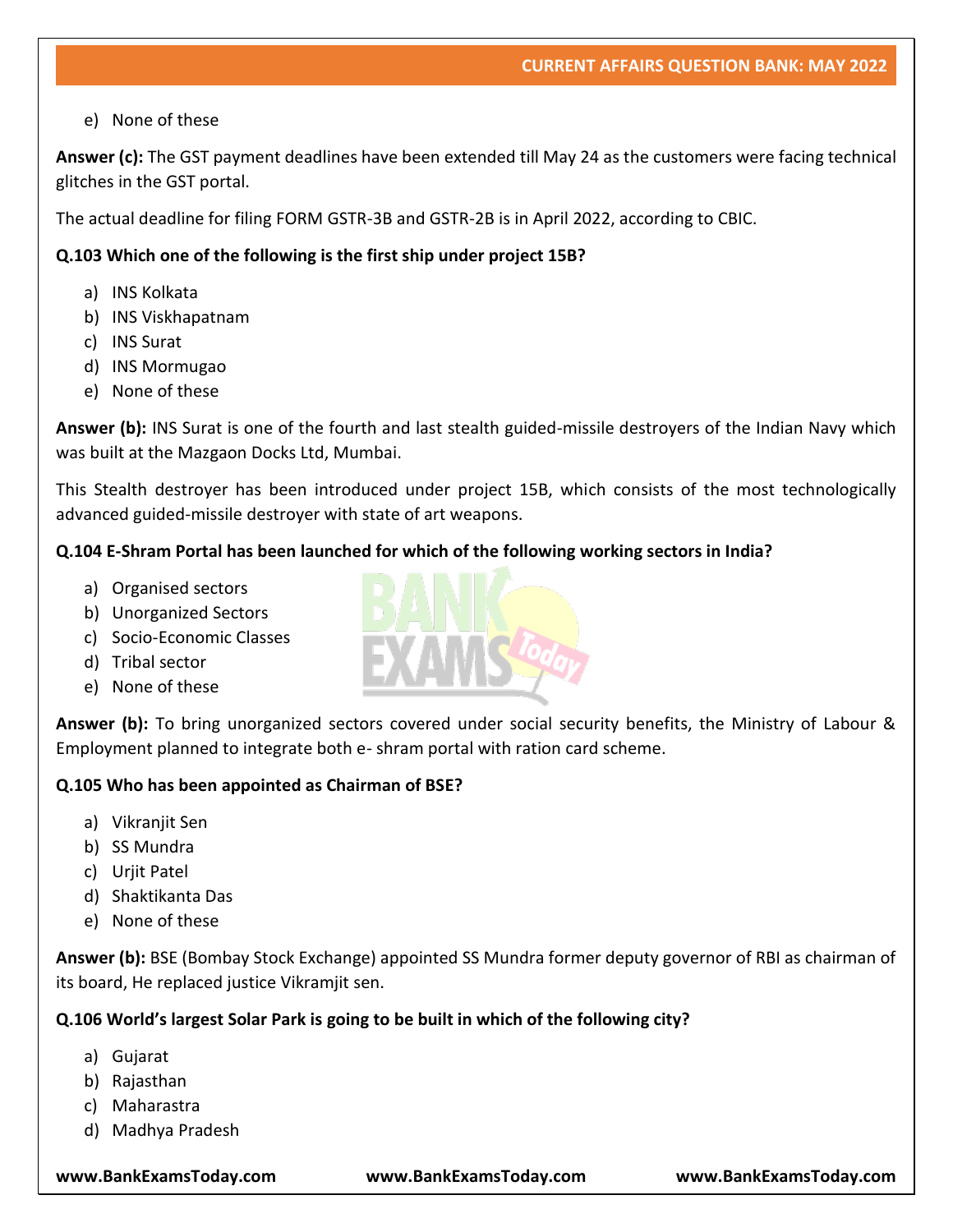e) None of these

**Answer (c):** The GST payment deadlines have been extended till May 24 as the customers were facing technical glitches in the GST portal.

The actual deadline for filing FORM GSTR-3B and GSTR-2B is in April 2022, according to CBIC.

**Q.103 Which one of the following is the first ship under project 15B?**

a) INS Kolkata
b) INS Viskhapatnam
c) INS Surat
d) INS Mormugao
e) None of these

**Answer (b):** INS Surat is one of the fourth and last stealth guided-missile destroyers of the Indian Navy which was built at the Mazgaon Docks Ltd, Mumbai.

This Stealth destroyer has been introduced under project 15B, which consists of the most technologically advanced guided-missile destroyer with state of art weapons.

**Q.104 E-Shram Portal has been launched for which of the following working sectors in India?**

a) Organised sectors
b) Unorganized Sectors
c) Socio-Economic Classes
d) Tribal sector
e) None of these

**Answer (b):** To bring unorganized sectors covered under social security benefits, the Ministry of Labour & Employment planned to integrate both e- shram portal with ration card scheme.

**Q.105 Who has been appointed as Chairman of BSE?**

a) Vikranjit Sen
b) SS Mundra
c) Urjit Patel
d) Shaktikanta Das
e) None of these

**Answer (b):** BSE (Bombay Stock Exchange) appointed SS Mundra former deputy governor of RBI as chairman of its board, He replaced justice Vikramjit sen.

**Q.106 World's largest Solar Park is going to be built in which of the following city?**

a) Gujarat
b) Rajasthan
c) Maharastra
d) Madhya Pradesh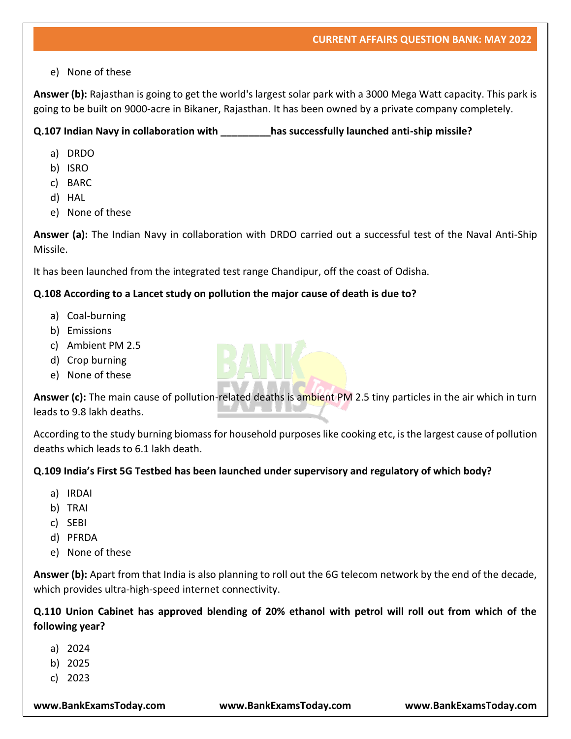e) None of these

**Answer (b):** Rajasthan is going to get the world's largest solar park with a 3000 Mega Watt capacity. This park is going to be built on 9000-acre in Bikaner, Rajasthan. It has been owned by a private company completely.

**Q.107 Indian Navy in collaboration with _________has successfully launched anti-ship missile?**

a) DRDO
b) ISRO
c) BARC
d) HAL
e) None of these

**Answer (a):** The Indian Navy in collaboration with DRDO carried out a successful test of the Naval Anti-Ship Missile.

It has been launched from the integrated test range Chandipur, off the coast of Odisha.

**Q.108 According to a Lancet study on pollution the major cause of death is due to?**

a) Coal-burning
b) Emissions
c) Ambient PM 2.5
d) Crop burning
e) None of these

**Answer (c):** The main cause of pollution-related deaths is ambient PM 2.5 tiny particles in the air which in turn leads to 9.8 lakh deaths.

According to the study burning biomass for household purposes like cooking etc, is the largest cause of pollution deaths which leads to 6.1 lakh death.

**Q.109 India's First 5G Testbed has been launched under supervisory and regulatory of which body?**

a) IRDAI
b) TRAI
c) SEBI
d) PFRDA
e) None of these

**Answer (b):** Apart from that India is also planning to roll out the 6G telecom network by the end of the decade, which provides ultra-high-speed internet connectivity.

**Q.110 Union Cabinet has approved blending of 20% ethanol with petrol will roll out from which of the following year?**

a) 2024
b) 2025
c) 2023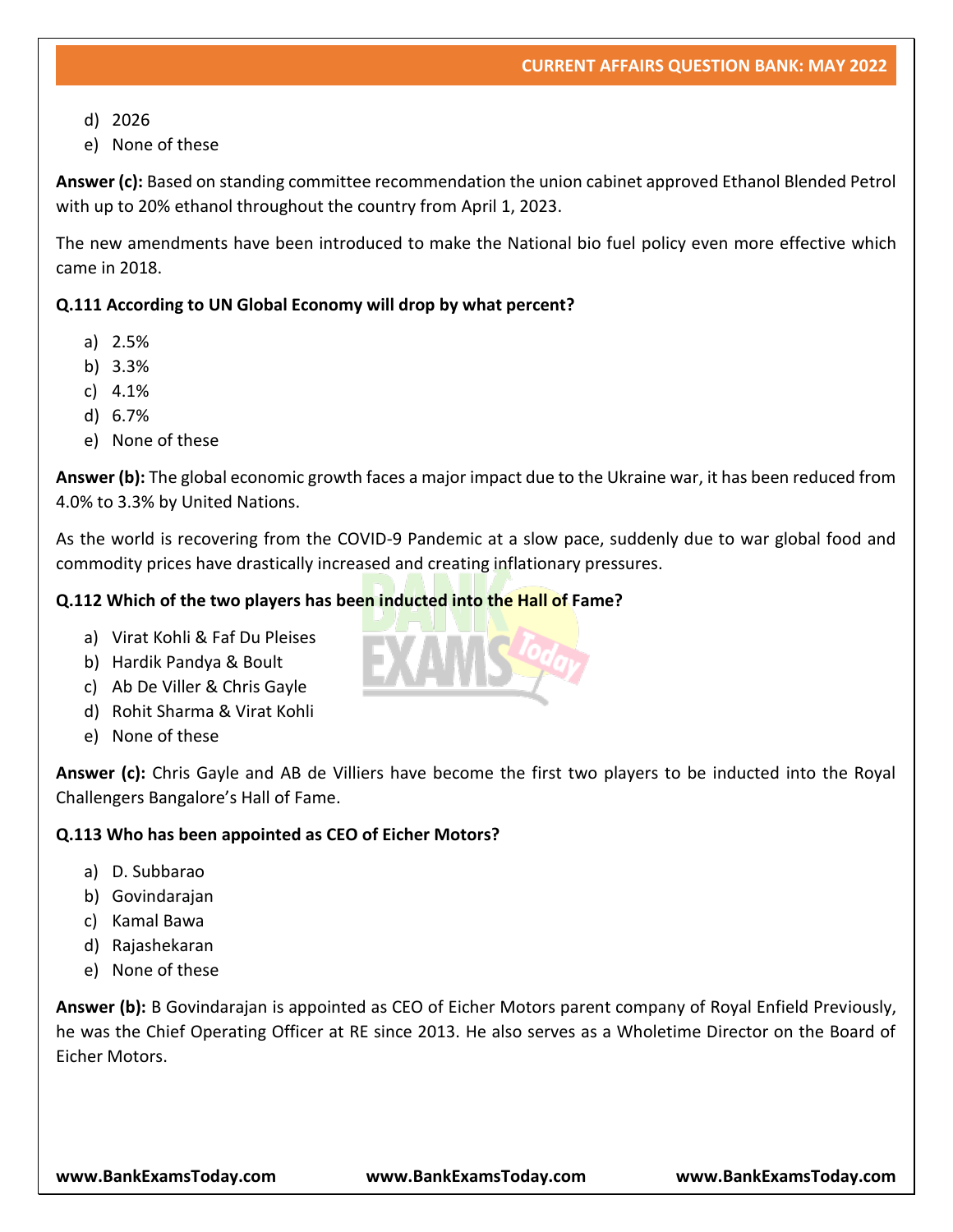d) 2026
e) None of these

**Answer (c):** Based on standing committee recommendation the union cabinet approved Ethanol Blended Petrol with up to 20% ethanol throughout the country from April 1, 2023.

The new amendments have been introduced to make the National bio fuel policy even more effective which came in 2018.

**Q.111 According to UN Global Economy will drop by what percent?**

a) 2.5%
b) 3.3%
c) 4.1%
d) 6.7%
e) None of these

**Answer (b):** The global economic growth faces a major impact due to the Ukraine war, it has been reduced from 4.0% to 3.3% by United Nations.

As the world is recovering from the COVID-9 Pandemic at a slow pace, suddenly due to war global food and commodity prices have drastically increased and creating inflationary pressures.

**Q.112 Which of the two players has been inducted into the Hall of Fame?**

a) Virat Kohli & Faf Du Pleises
b) Hardik Pandya & Boult
c) Ab De Viller & Chris Gayle
d) Rohit Sharma & Virat Kohli
e) None of these

**Answer (c):** Chris Gayle and AB de Villiers have become the first two players to be inducted into the Royal Challengers Bangalore's Hall of Fame.

**Q.113 Who has been appointed as CEO of Eicher Motors?**

a) D. Subbarao
b) Govindarajan
c) Kamal Bawa
d) Rajashekaran
e) None of these

**Answer (b):** B Govindarajan is appointed as CEO of Eicher Motors parent company of Royal Enfield Previously, he was the Chief Operating Officer at RE since 2013. He also serves as a Wholetime Director on the Board of Eicher Motors.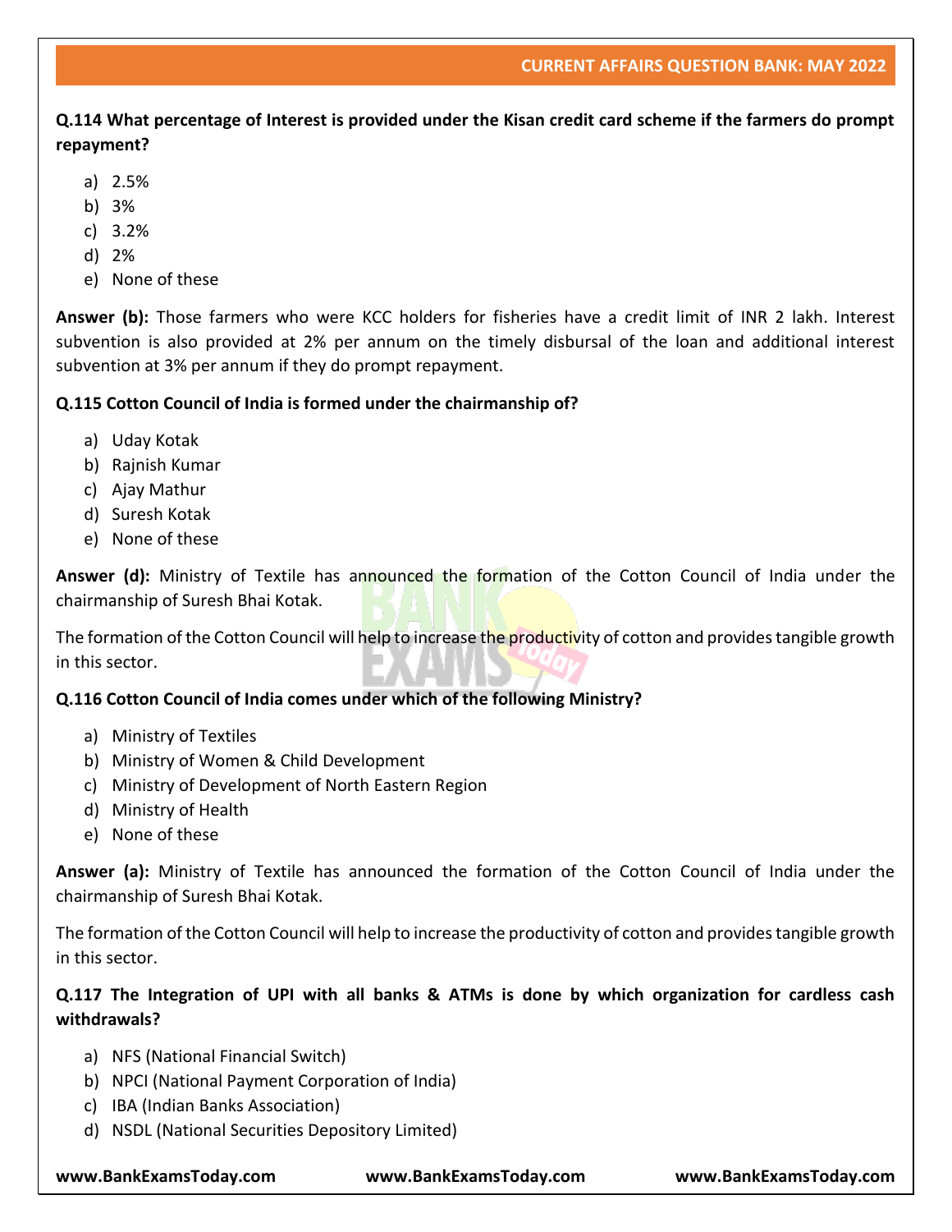**Q.114 What percentage of Interest is provided under the Kisan credit card scheme if the farmers do prompt repayment?**

a) 2.5%
b) 3%
c) 3.2%
d) 2%
e) None of these

**Answer (b):** Those farmers who were KCC holders for fisheries have a credit limit of INR 2 lakh. Interest subvention is also provided at 2% per annum on the timely disbursal of the loan and additional interest subvention at 3% per annum if they do prompt repayment.

**Q.115 Cotton Council of India is formed under the chairmanship of?**

a) Uday Kotak
b) Rajnish Kumar
c) Ajay Mathur
d) Suresh Kotak
e) None of these

**Answer (d):** Ministry of Textile has announced the formation of the Cotton Council of India under the chairmanship of Suresh Bhai Kotak.

The formation of the Cotton Council will help to increase the productivity of cotton and provides tangible growth in this sector.

**Q.116 Cotton Council of India comes under which of the following Ministry?**

a) Ministry of Textiles
b) Ministry of Women & Child Development
c) Ministry of Development of North Eastern Region
d) Ministry of Health
e) None of these

**Answer (a):** Ministry of Textile has announced the formation of the Cotton Council of India under the chairmanship of Suresh Bhai Kotak.

The formation of the Cotton Council will help to increase the productivity of cotton and provides tangible growth in this sector.

**Q.117 The Integration of UPI with all banks & ATMs is done by which organization for cardless cash withdrawals?**

a) NFS (National Financial Switch)
b) NPCI (National Payment Corporation of India)
c) IBA (Indian Banks Association)
d) NSDL (National Securities Depository Limited)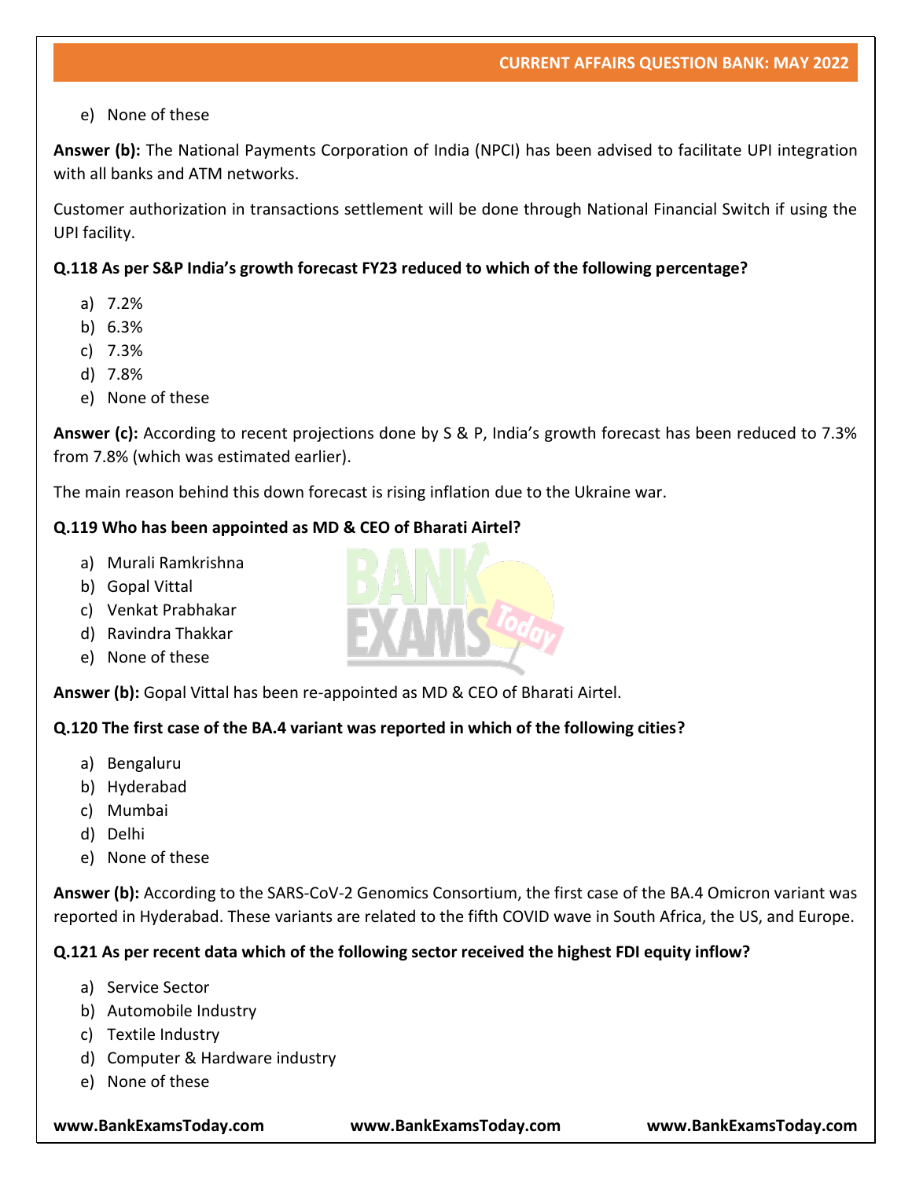e) None of these

**Answer (b):** The National Payments Corporation of India (NPCI) has been advised to facilitate UPI integration with all banks and ATM networks.

Customer authorization in transactions settlement will be done through National Financial Switch if using the UPI facility.

**Q.118 As per S&P India's growth forecast FY23 reduced to which of the following percentage?**

a) 7.2%
b) 6.3%
c) 7.3%
d) 7.8%
e) None of these

**Answer (c):** According to recent projections done by S & P, India's growth forecast has been reduced to 7.3% from 7.8% (which was estimated earlier).

The main reason behind this down forecast is rising inflation due to the Ukraine war.

**Q.119 Who has been appointed as MD & CEO of Bharati Airtel?**

a) Murali Ramkrishna
b) Gopal Vittal
c) Venkat Prabhakar
d) Ravindra Thakkar
e) None of these

**Answer (b):** Gopal Vittal has been re-appointed as MD & CEO of Bharati Airtel.

**Q.120 The first case of the BA.4 variant was reported in which of the following cities?**

a) Bengaluru
b) Hyderabad
c) Mumbai
d) Delhi
e) None of these

**Answer (b):** According to the SARS-CoV-2 Genomics Consortium, the first case of the BA.4 Omicron variant was reported in Hyderabad. These variants are related to the fifth COVID wave in South Africa, the US, and Europe.

**Q.121 As per recent data which of the following sector received the highest FDI equity inflow?**

a) Service Sector
b) Automobile Industry
c) Textile Industry
d) Computer & Hardware industry
e) None of these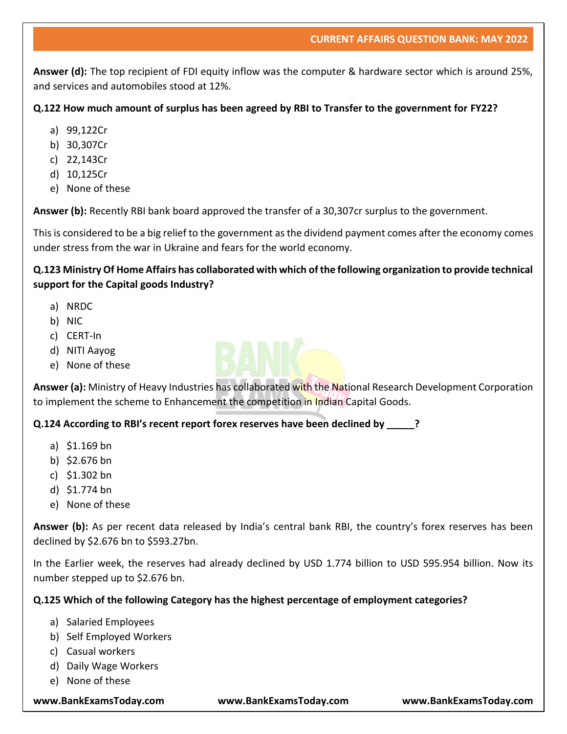**Answer (d):** The top recipient of FDI equity inflow was the computer & hardware sector which is around 25%, and services and automobiles stood at 12%.

**Q.122 How much amount of surplus has been agreed by RBI to Transfer to the government for FY22?**

a) 99,122Cr
b) 30,307Cr
c) 22,143Cr
d) 10,125Cr
e) None of these

**Answer (b):** Recently RBI bank board approved the transfer of a 30,307cr surplus to the government.

This is considered to be a big relief to the government as the dividend payment comes after the economy comes under stress from the war in Ukraine and fears for the world economy.

**Q.123 Ministry Of Home Affairs has collaborated with which of the following organization to provide technical support for the Capital goods Industry?**

a) NRDC
b) NIC
c) CERT-In
d) NITI Aayog
e) None of these

**Answer (a):** Ministry of Heavy Industries has collaborated with the National Research Development Corporation to implement the scheme to Enhancement the competition in Indian Capital Goods.

**Q.124 According to RBI's recent report forex reserves have been declined by _____?**

a) $1.169 bn
b) $2.676 bn
c) $1.302 bn
d) $1.774 bn
e) None of these

**Answer (b):** As per recent data released by India's central bank RBI, the country's forex reserves has been declined by $2.676 bn to $593.27bn.

In the Earlier week, the reserves had already declined by USD 1.774 billion to USD 595.954 billion. Now its number stepped up to $2.676 bn.

**Q.125 Which of the following Category has the highest percentage of employment categories?**

a) Salaried Employees
b) Self Employed Workers
c) Casual workers
d) Daily Wage Workers
e) None of these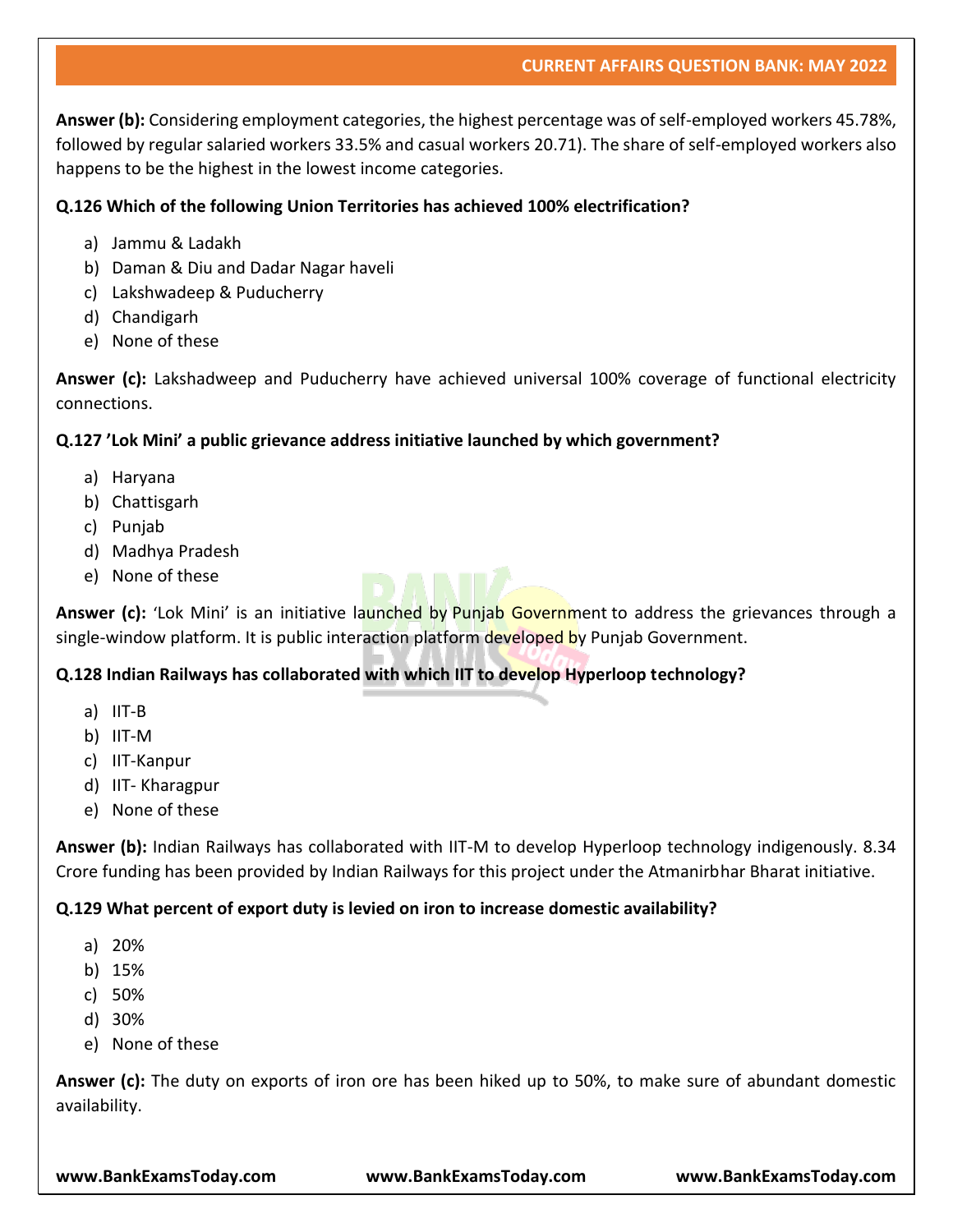**Answer (b):** Considering employment categories, the highest percentage was of self-employed workers 45.78%, followed by regular salaried workers 33.5% and casual workers 20.71). The share of self-employed workers also happens to be the highest in the lowest income categories.

**Q.126 Which of the following Union Territories has achieved 100% electrification?**

a) Jammu & Ladakh
b) Daman & Diu and Dadar Nagar haveli
c) Lakshwadeep & Puducherry
d) Chandigarh
e) None of these

**Answer (c):** Lakshadweep and Puducherry have achieved universal 100% coverage of functional electricity connections.

**Q.127 'Lok Mini' a public grievance address initiative launched by which government?**

a) Haryana
b) Chattisgarh
c) Punjab
d) Madhya Pradesh
e) None of these

**Answer (c):** 'Lok Mini' is an initiative launched by Punjab Government to address the grievances through a single-window platform. It is public interaction platform developed by Punjab Government.

**Q.128 Indian Railways has collaborated with which IIT to develop Hyperloop technology?**

a) IIT-B
b) IIT-M
c) IIT-Kanpur
d) IIT- Kharagpur
e) None of these

**Answer (b):** Indian Railways has collaborated with IIT-M to develop Hyperloop technology indigenously. 8.34 Crore funding has been provided by Indian Railways for this project under the Atmanirbhar Bharat initiative.

**Q.129 What percent of export duty is levied on iron to increase domestic availability?**

a) 20%
b) 15%
c) 50%
d) 30%
e) None of these

**Answer (c):** The duty on exports of iron ore has been hiked up to 50%, to make sure of abundant domestic availability.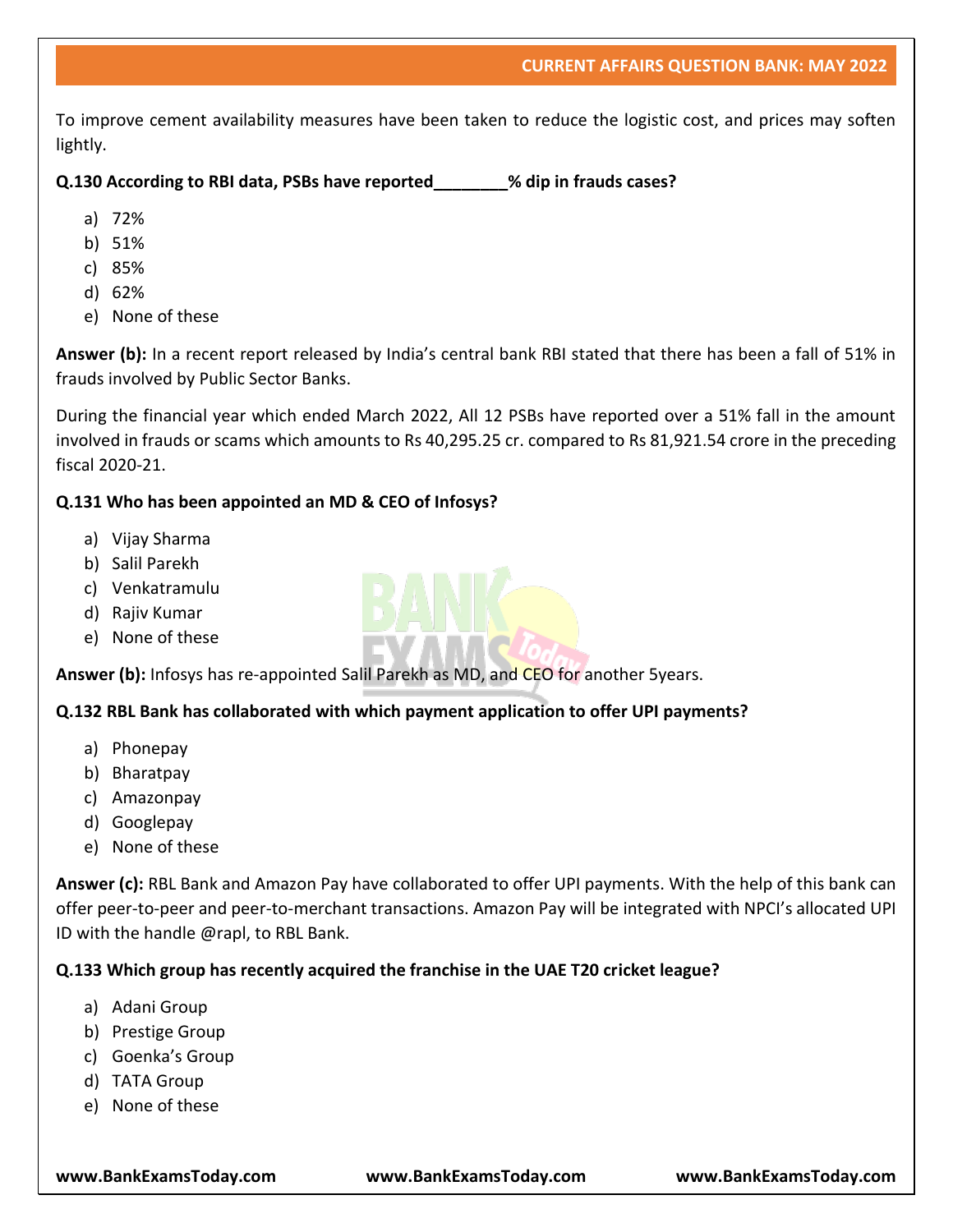To improve cement availability measures have been taken to reduce the logistic cost, and prices may soften lightly.

**Q.130 According to RBI data, PSBs have reported________% dip in frauds cases?**

a) 72%
b) 51%
c) 85%
d) 62%
e) None of these

**Answer (b):** In a recent report released by India's central bank RBI stated that there has been a fall of 51% in frauds involved by Public Sector Banks.

During the financial year which ended March 2022, All 12 PSBs have reported over a 51% fall in the amount involved in frauds or scams which amounts to Rs 40,295.25 cr. compared to Rs 81,921.54 crore in the preceding fiscal 2020-21.

**Q.131 Who has been appointed an MD & CEO of Infosys?**

a) Vijay Sharma
b) Salil Parekh
c) Venkatramulu
d) Rajiv Kumar
e) None of these

**Answer (b):** Infosys has re-appointed Salil Parekh as MD, and CEO for another 5years.

**Q.132 RBL Bank has collaborated with which payment application to offer UPI payments?**

a) Phonepay
b) Bharatpay
c) Amazonpay
d) Googlepay
e) None of these

**Answer (c):** RBL Bank and Amazon Pay have collaborated to offer UPI payments. With the help of this bank can offer peer-to-peer and peer-to-merchant transactions. Amazon Pay will be integrated with NPCI's allocated UPI ID with the handle @rapl, to RBL Bank.

**Q.133 Which group has recently acquired the franchise in the UAE T20 cricket league?**

a) Adani Group
b) Prestige Group
c) Goenka's Group
d) TATA Group
e) None of these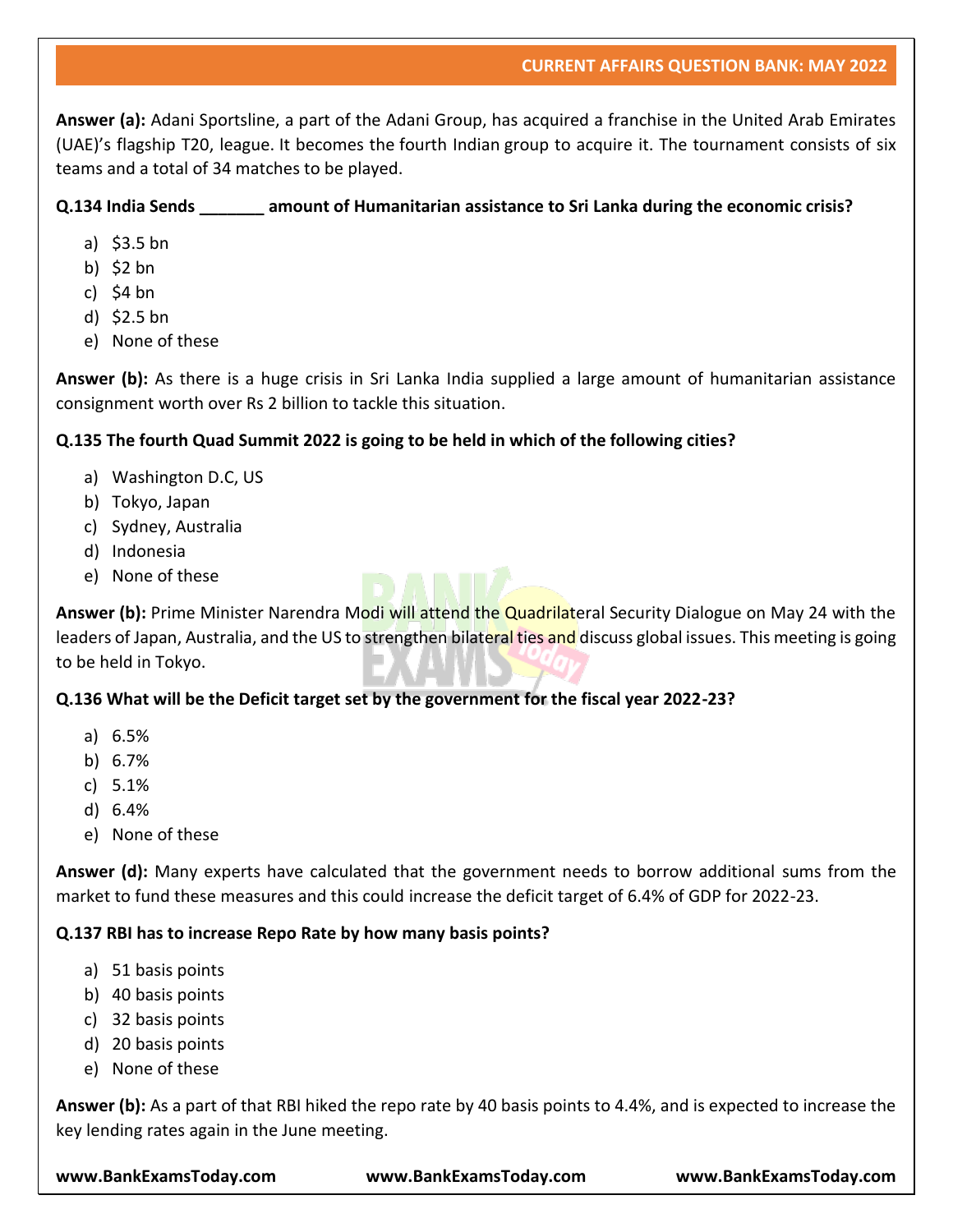**Answer (a):** Adani Sportsline, a part of the Adani Group, has acquired a franchise in the United Arab Emirates (UAE)'s flagship T20, league. It becomes the fourth Indian group to acquire it. The tournament consists of six teams and a total of 34 matches to be played.

**Q.134 India Sends _______ amount of Humanitarian assistance to Sri Lanka during the economic crisis?**

a) $3.5 bn
b) $2 bn
c) $4 bn
d) $2.5 bn
e) None of these

**Answer (b):** As there is a huge crisis in Sri Lanka India supplied a large amount of humanitarian assistance consignment worth over Rs 2 billion to tackle this situation.

**Q.135 The fourth Quad Summit 2022 is going to be held in which of the following cities?**

a) Washington D.C, US
b) Tokyo, Japan
c) Sydney, Australia
d) Indonesia
e) None of these

**Answer (b):** Prime Minister Narendra Modi will attend the Quadrilateral Security Dialogue on May 24 with the leaders of Japan, Australia, and the US to strengthen bilateral ties and discuss global issues. This meeting is going to be held in Tokyo.

**Q.136 What will be the Deficit target set by the government for the fiscal year 2022-23?**

a) 6.5%
b) 6.7%
c) 5.1%
d) 6.4%
e) None of these

**Answer (d):** Many experts have calculated that the government needs to borrow additional sums from the market to fund these measures and this could increase the deficit target of 6.4% of GDP for 2022-23.

**Q.137 RBI has to increase Repo Rate by how many basis points?**

a) 51 basis points
b) 40 basis points
c) 32 basis points
d) 20 basis points
e) None of these

**Answer (b):** As a part of that RBI hiked the repo rate by 40 basis points to 4.4%, and is expected to increase the key lending rates again in the June meeting.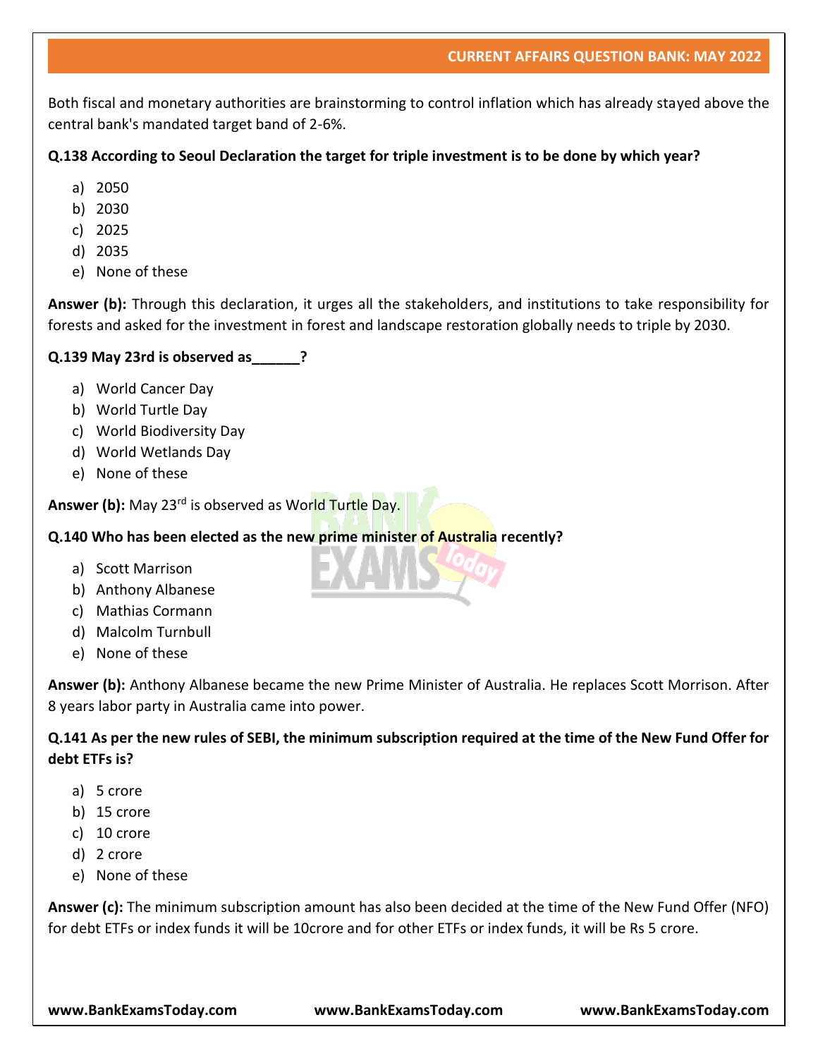Both fiscal and monetary authorities are brainstorming to control inflation which has already stayed above the central bank's mandated target band of 2-6%.

**Q.138 According to Seoul Declaration the target for triple investment is to be done by which year?**

a) 2050
b) 2030
c) 2025
d) 2035
e) None of these

**Answer (b):** Through this declaration, it urges all the stakeholders, and institutions to take responsibility for forests and asked for the investment in forest and landscape restoration globally needs to triple by 2030.

**Q.139 May 23rd is observed as______?**

a) World Cancer Day
b) World Turtle Day
c) World Biodiversity Day
d) World Wetlands Day
e) None of these

**Answer (b):** May 23rd is observed as World Turtle Day.

**Q.140 Who has been elected as the new prime minister of Australia recently?**

a) Scott Marrison
b) Anthony Albanese
c) Mathias Cormann
d) Malcolm Turnbull
e) None of these

**Answer (b):** Anthony Albanese became the new Prime Minister of Australia. He replaces Scott Morrison. After 8 years labor party in Australia came into power.

**Q.141 As per the new rules of SEBI, the minimum subscription required at the time of the New Fund Offer for debt ETFs is?**

a) 5 crore
b) 15 crore
c) 10 crore
d) 2 crore
e) None of these

**Answer (c):** The minimum subscription amount has also been decided at the time of the New Fund Offer (NFO) for debt ETFs or index funds it will be 10crore and for other ETFs or index funds, it will be Rs 5 crore.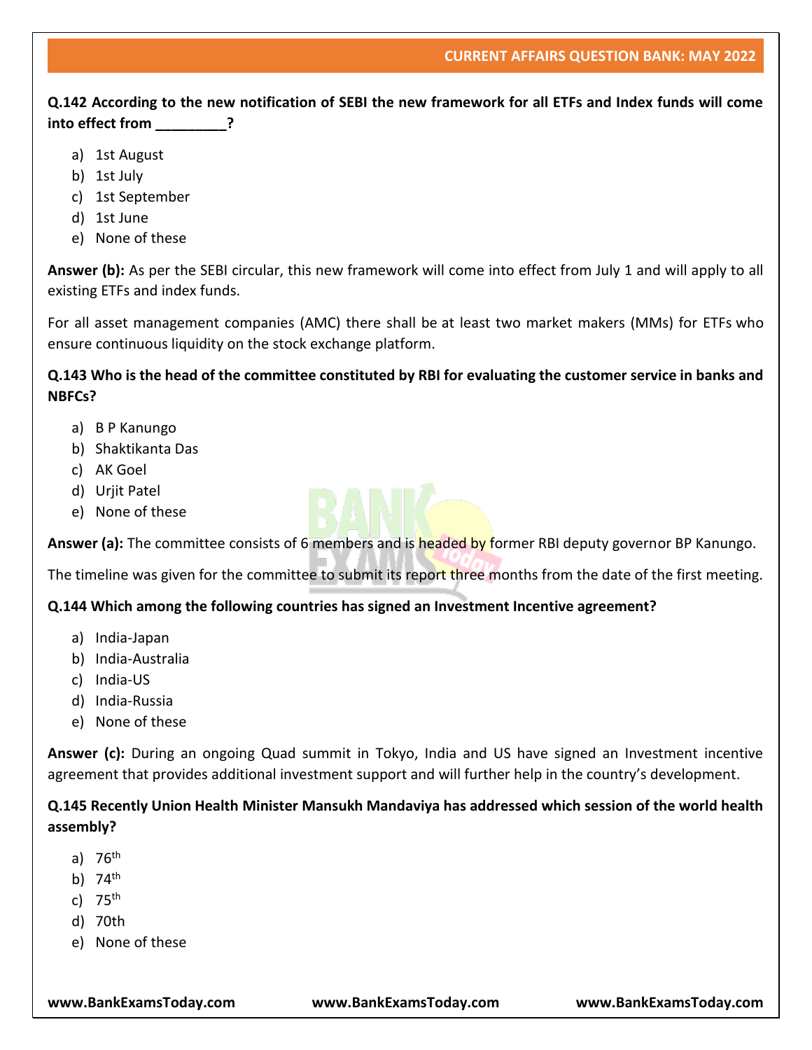**Q.142 According to the new notification of SEBI the new framework for all ETFs and Index funds will come into effect from _________?**

a) 1st August
b) 1st July
c) 1st September
d) 1st June
e) None of these

**Answer (b):** As per the SEBI circular, this new framework will come into effect from July 1 and will apply to all existing ETFs and index funds.

For all asset management companies (AMC) there shall be at least two market makers (MMs) for ETFs who ensure continuous liquidity on the stock exchange platform.

**Q.143 Who is the head of the committee constituted by RBI for evaluating the customer service in banks and NBFCs?**

a) B P Kanungo
b) Shaktikanta Das
c) AK Goel
d) Urjit Patel
e) None of these

**Answer (a):** The committee consists of 6 members and is headed by former RBI deputy governor BP Kanungo.

The timeline was given for the committee to submit its report three months from the date of the first meeting.

**Q.144 Which among the following countries has signed an Investment Incentive agreement?**

a) India-Japan
b) India-Australia
c) India-US
d) India-Russia
e) None of these

**Answer (c):** During an ongoing Quad summit in Tokyo, India and US have signed an Investment incentive agreement that provides additional investment support and will further help in the country's development.

**Q.145 Recently Union Health Minister Mansukh Mandaviya has addressed which session of the world health assembly?**

a) 76th
b) 74th
c) 75th
d) 70th
e) None of these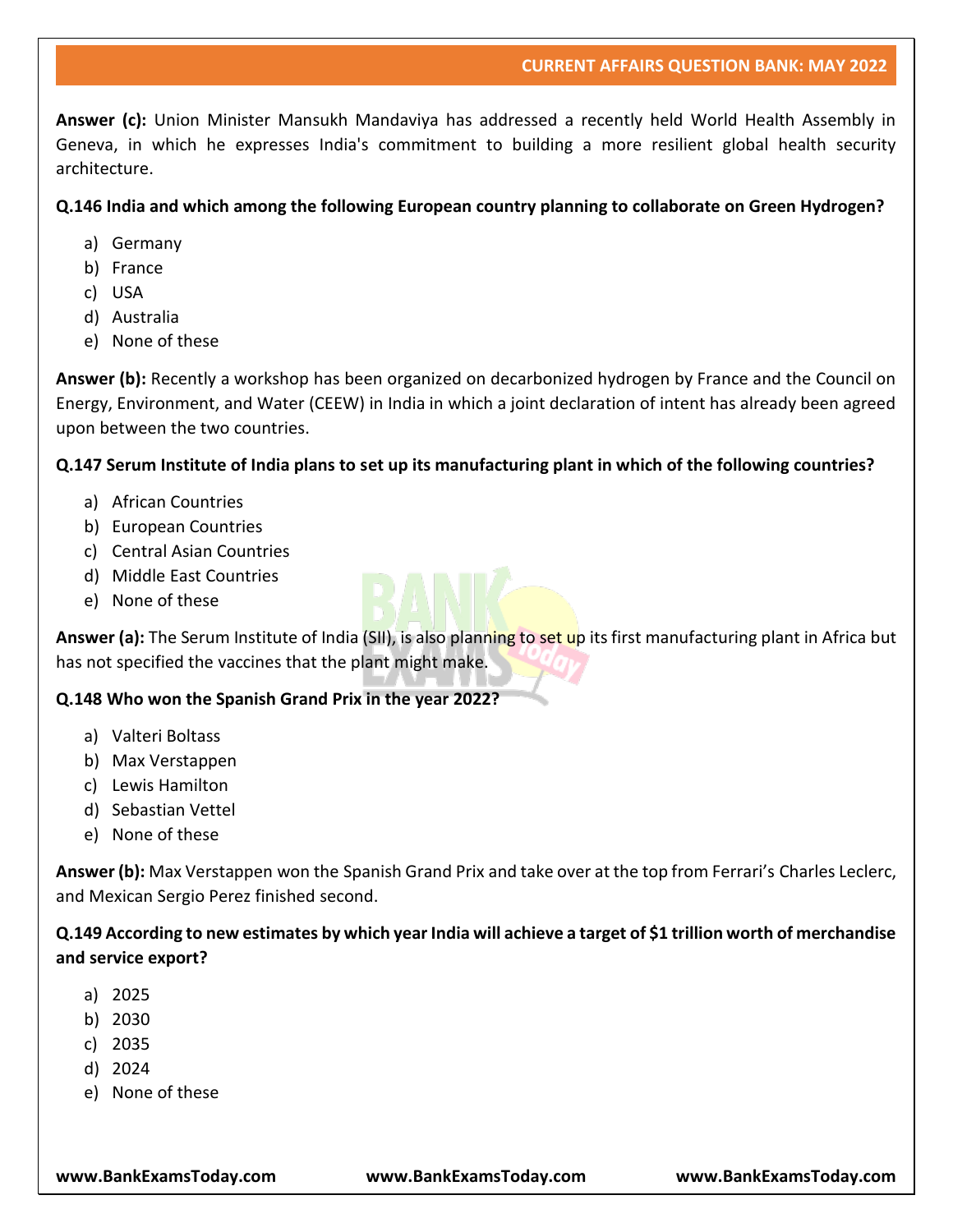**Answer (c):** Union Minister Mansukh Mandaviya has addressed a recently held World Health Assembly in Geneva, in which he expresses India's commitment to building a more resilient global health security architecture.

**Q.146 India and which among the following European country planning to collaborate on Green Hydrogen?**

a) Germany
b) France
c) USA
d) Australia
e) None of these

**Answer (b):** Recently a workshop has been organized on decarbonized hydrogen by France and the Council on Energy, Environment, and Water (CEEW) in India in which a joint declaration of intent has already been agreed upon between the two countries.

**Q.147 Serum Institute of India plans to set up its manufacturing plant in which of the following countries?**

a) African Countries
b) European Countries
c) Central Asian Countries
d) Middle East Countries
e) None of these

**Answer (a):** The Serum Institute of India (SII), is also planning to set up its first manufacturing plant in Africa but has not specified the vaccines that the plant might make.

**Q.148 Who won the Spanish Grand Prix in the year 2022?**

a) Valteri Boltass
b) Max Verstappen
c) Lewis Hamilton
d) Sebastian Vettel
e) None of these

**Answer (b):** Max Verstappen won the Spanish Grand Prix and take over at the top from Ferrari's Charles Leclerc, and Mexican Sergio Perez finished second.

**Q.149 According to new estimates by which year India will achieve a target of $1 trillion worth of merchandise and service export?**

a) 2025
b) 2030
c) 2035
d) 2024
e) None of these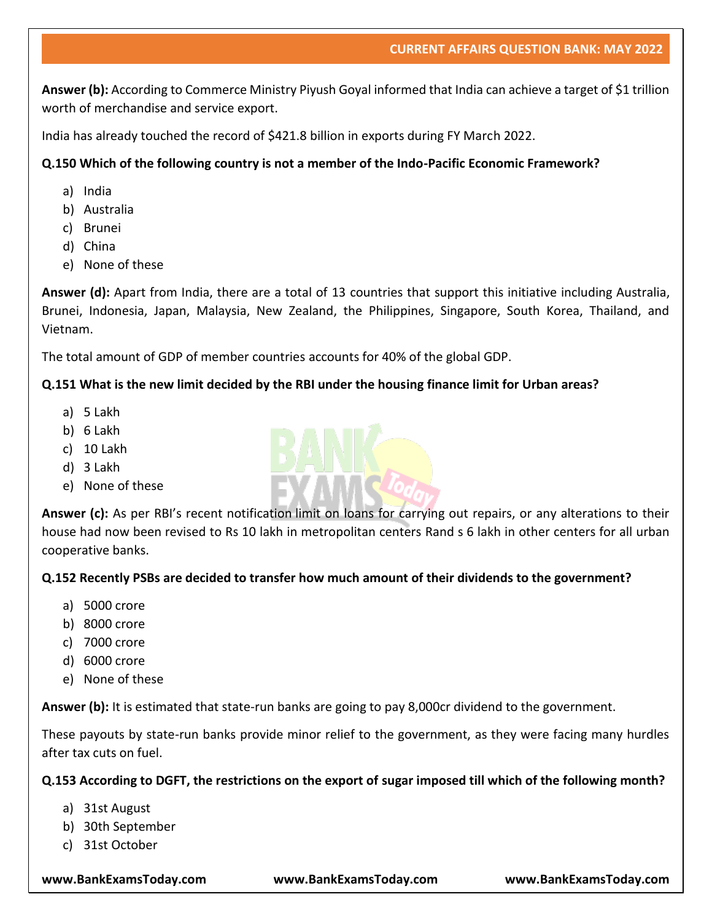**Answer (b):** According to Commerce Ministry Piyush Goyal informed that India can achieve a target of $1 trillion worth of merchandise and service export.

India has already touched the record of $421.8 billion in exports during FY March 2022.

**Q.150 Which of the following country is not a member of the Indo-Pacific Economic Framework?**

a) India
b) Australia
c) Brunei
d) China
e) None of these

**Answer (d):** Apart from India, there are a total of 13 countries that support this initiative including Australia, Brunei, Indonesia, Japan, Malaysia, New Zealand, the Philippines, Singapore, South Korea, Thailand, and Vietnam.

The total amount of GDP of member countries accounts for 40% of the global GDP.

**Q.151 What is the new limit decided by the RBI under the housing finance limit for Urban areas?**

a) 5 Lakh
b) 6 Lakh
c) 10 Lakh
d) 3 Lakh
e) None of these

**Answer (c):** As per RBI's recent notification limit on loans for carrying out repairs, or any alterations to their house had now been revised to Rs 10 lakh in metropolitan centers Rand s 6 lakh in other centers for all urban cooperative banks.

**Q.152 Recently PSBs are decided to transfer how much amount of their dividends to the government?**

a) 5000 crore
b) 8000 crore
c) 7000 crore
d) 6000 crore
e) None of these

**Answer (b):** It is estimated that state-run banks are going to pay 8,000cr dividend to the government.

These payouts by state-run banks provide minor relief to the government, as they were facing many hurdles after tax cuts on fuel.

**Q.153 According to DGFT, the restrictions on the export of sugar imposed till which of the following month?**

a) 31st August
b) 30th September
c) 31st October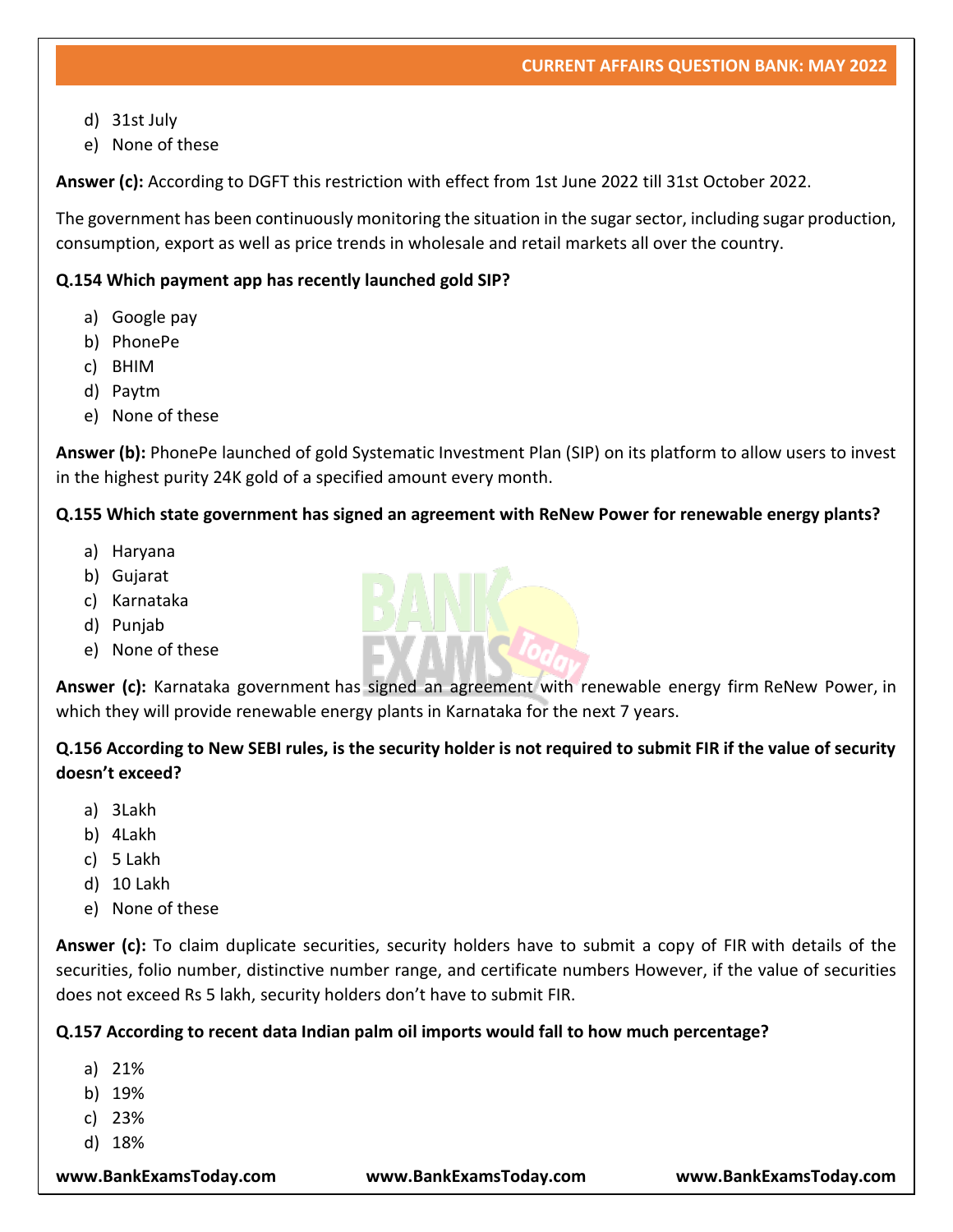d) 31st July
e) None of these

**Answer (c):** According to DGFT this restriction with effect from 1st June 2022 till 31st October 2022.

The government has been continuously monitoring the situation in the sugar sector, including sugar production, consumption, export as well as price trends in wholesale and retail markets all over the country.

**Q.154 Which payment app has recently launched gold SIP?**

a) Google pay
b) PhonePe
c) BHIM
d) Paytm
e) None of these

**Answer (b):** PhonePe launched of gold Systematic Investment Plan (SIP) on its platform to allow users to invest in the highest purity 24K gold of a specified amount every month.

**Q.155 Which state government has signed an agreement with ReNew Power for renewable energy plants?**

a) Haryana
b) Gujarat
c) Karnataka
d) Punjab
e) None of these

**Answer (c):** Karnataka government has signed an agreement with renewable energy firm ReNew Power, in which they will provide renewable energy plants in Karnataka for the next 7 years.

**Q.156 According to New SEBI rules, is the security holder is not required to submit FIR if the value of security doesn't exceed?**

a) 3Lakh
b) 4Lakh
c) 5 Lakh
d) 10 Lakh
e) None of these

**Answer (c):** To claim duplicate securities, security holders have to submit a copy of FIR with details of the securities, folio number, distinctive number range, and certificate numbers However, if the value of securities does not exceed Rs 5 lakh, security holders don't have to submit FIR.

**Q.157 According to recent data Indian palm oil imports would fall to how much percentage?**

a) 21%
b) 19%
c) 23%
d) 18%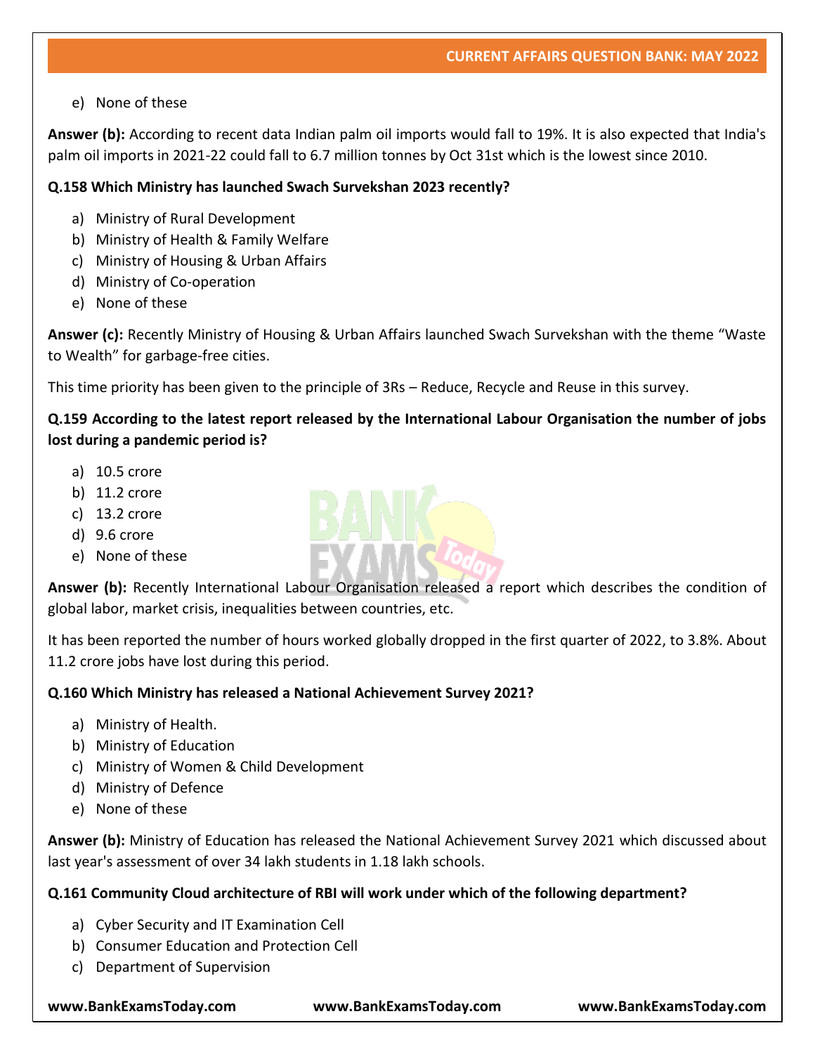e) None of these

**Answer (b):** According to recent data Indian palm oil imports would fall to 19%. It is also expected that India's palm oil imports in 2021-22 could fall to 6.7 million tonnes by Oct 31st which is the lowest since 2010.

**Q.158 Which Ministry has launched Swach Survekshan 2023 recently?**

a) Ministry of Rural Development
b) Ministry of Health & Family Welfare
c) Ministry of Housing & Urban Affairs
d) Ministry of Co-operation
e) None of these

**Answer (c):** Recently Ministry of Housing & Urban Affairs launched Swach Survekshan with the theme "Waste to Wealth" for garbage-free cities.

This time priority has been given to the principle of 3Rs – Reduce, Recycle and Reuse in this survey.

**Q.159 According to the latest report released by the International Labour Organisation the number of jobs lost during a pandemic period is?**

a) 10.5 crore
b) 11.2 crore
c) 13.2 crore
d) 9.6 crore
e) None of these

**Answer (b):** Recently International Labour Organisation released a report which describes the condition of global labor, market crisis, inequalities between countries, etc.

It has been reported the number of hours worked globally dropped in the first quarter of 2022, to 3.8%. About 11.2 crore jobs have lost during this period.

**Q.160 Which Ministry has released a National Achievement Survey 2021?**

a) Ministry of Health.
b) Ministry of Education
c) Ministry of Women & Child Development
d) Ministry of Defence
e) None of these

**Answer (b):** Ministry of Education has released the National Achievement Survey 2021 which discussed about last year's assessment of over 34 lakh students in 1.18 lakh schools.

**Q.161 Community Cloud architecture of RBI will work under which of the following department?**

a) Cyber Security and IT Examination Cell
b) Consumer Education and Protection Cell
c) Department of Supervision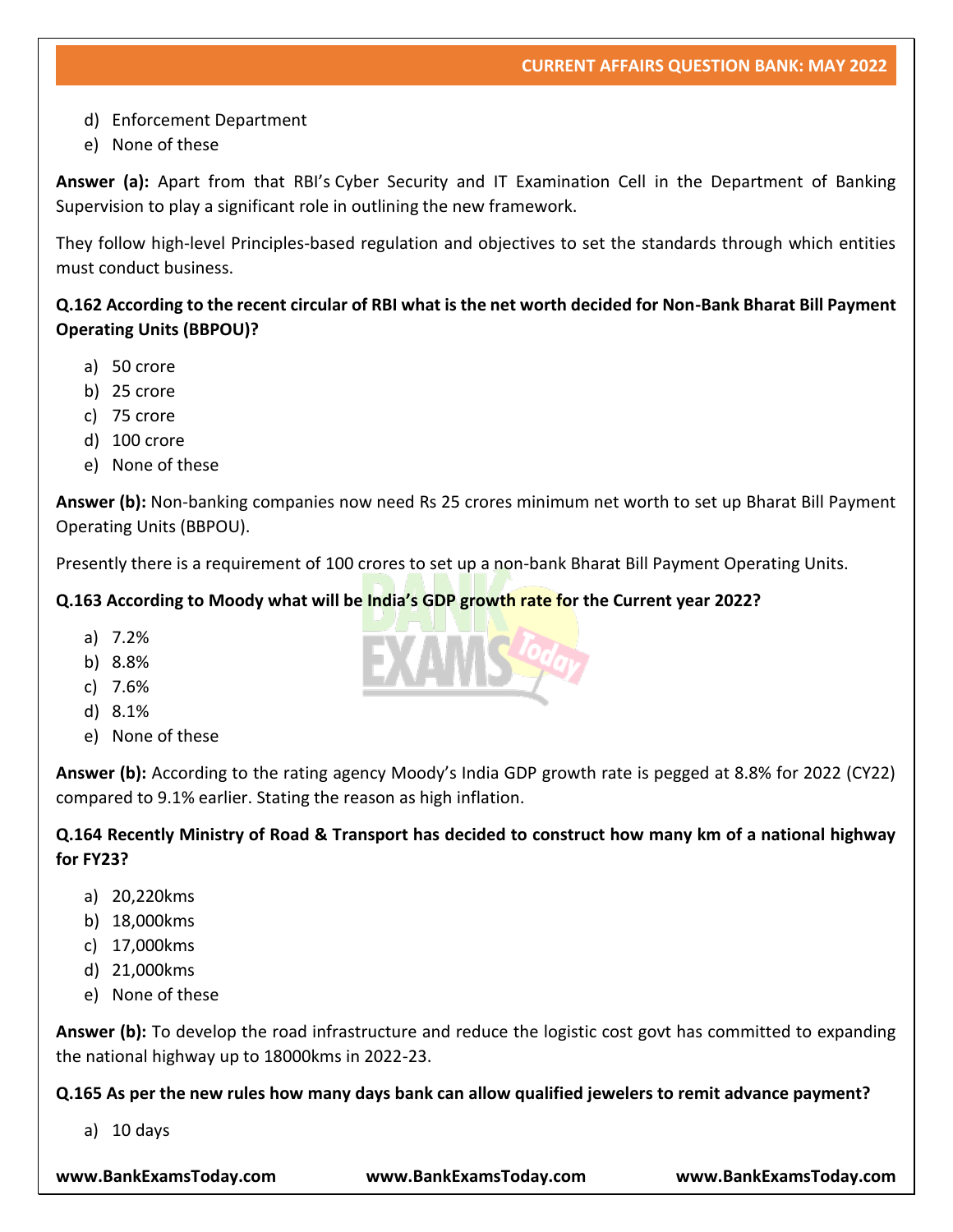d) Enforcement Department
e) None of these

**Answer (a):** Apart from that RBI's Cyber Security and IT Examination Cell in the Department of Banking Supervision to play a significant role in outlining the new framework.

They follow high-level Principles-based regulation and objectives to set the standards through which entities must conduct business.

**Q.162 According to the recent circular of RBI what is the net worth decided for Non-Bank Bharat Bill Payment Operating Units (BBPOU)?**

a) 50 crore
b) 25 crore
c) 75 crore
d) 100 crore
e) None of these

**Answer (b):** Non-banking companies now need Rs 25 crores minimum net worth to set up Bharat Bill Payment Operating Units (BBPOU).

Presently there is a requirement of 100 crores to set up a non-bank Bharat Bill Payment Operating Units.

**Q.163 According to Moody what will be India's GDP growth rate for the Current year 2022?**

a) 7.2%
b) 8.8%
c) 7.6%
d) 8.1%
e) None of these

**Answer (b):** According to the rating agency Moody's India GDP growth rate is pegged at 8.8% for 2022 (CY22) compared to 9.1% earlier. Stating the reason as high inflation.

**Q.164 Recently Ministry of Road & Transport has decided to construct how many km of a national highway for FY23?**

a) 20,220kms
b) 18,000kms
c) 17,000kms
d) 21,000kms
e) None of these

**Answer (b):** To develop the road infrastructure and reduce the logistic cost govt has committed to expanding the national highway up to 18000kms in 2022-23.

**Q.165 As per the new rules how many days bank can allow qualified jewelers to remit advance payment?**

a) 10 days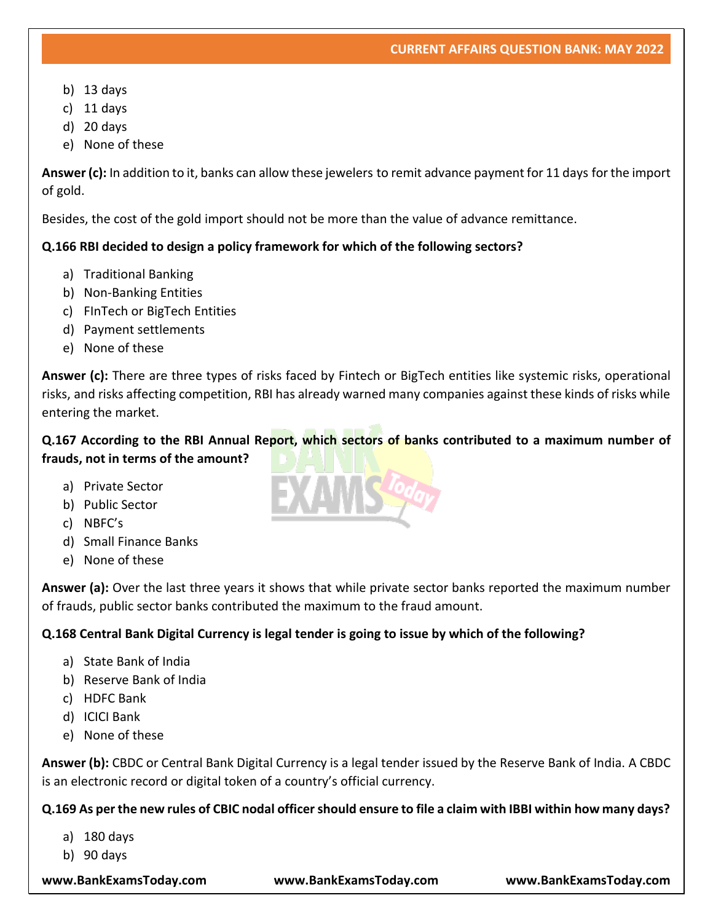b) 13 days
c) 11 days
d) 20 days
e) None of these

**Answer (c):** In addition to it, banks can allow these jewelers to remit advance payment for 11 days for the import of gold.

Besides, the cost of the gold import should not be more than the value of advance remittance.

**Q.166 RBI decided to design a policy framework for which of the following sectors?**

a) Traditional Banking
b) Non-Banking Entities
c) FInTech or BigTech Entities
d) Payment settlements
e) None of these

**Answer (c):** There are three types of risks faced by Fintech or BigTech entities like systemic risks, operational risks, and risks affecting competition, RBI has already warned many companies against these kinds of risks while entering the market.

**Q.167 According to the RBI Annual Report, which sectors of banks contributed to a maximum number of frauds, not in terms of the amount?**

a) Private Sector
b) Public Sector
c) NBFC's
d) Small Finance Banks
e) None of these

**Answer (a):** Over the last three years it shows that while private sector banks reported the maximum number of frauds, public sector banks contributed the maximum to the fraud amount.

**Q.168 Central Bank Digital Currency is legal tender is going to issue by which of the following?**

a) State Bank of India
b) Reserve Bank of India
c) HDFC Bank
d) ICICI Bank
e) None of these

**Answer (b):** CBDC or Central Bank Digital Currency is a legal tender issued by the Reserve Bank of India. A CBDC is an electronic record or digital token of a country's official currency.

**Q.169 As per the new rules of CBIC nodal officer should ensure to file a claim with IBBI within how many days?**

a) 180 days
b) 90 days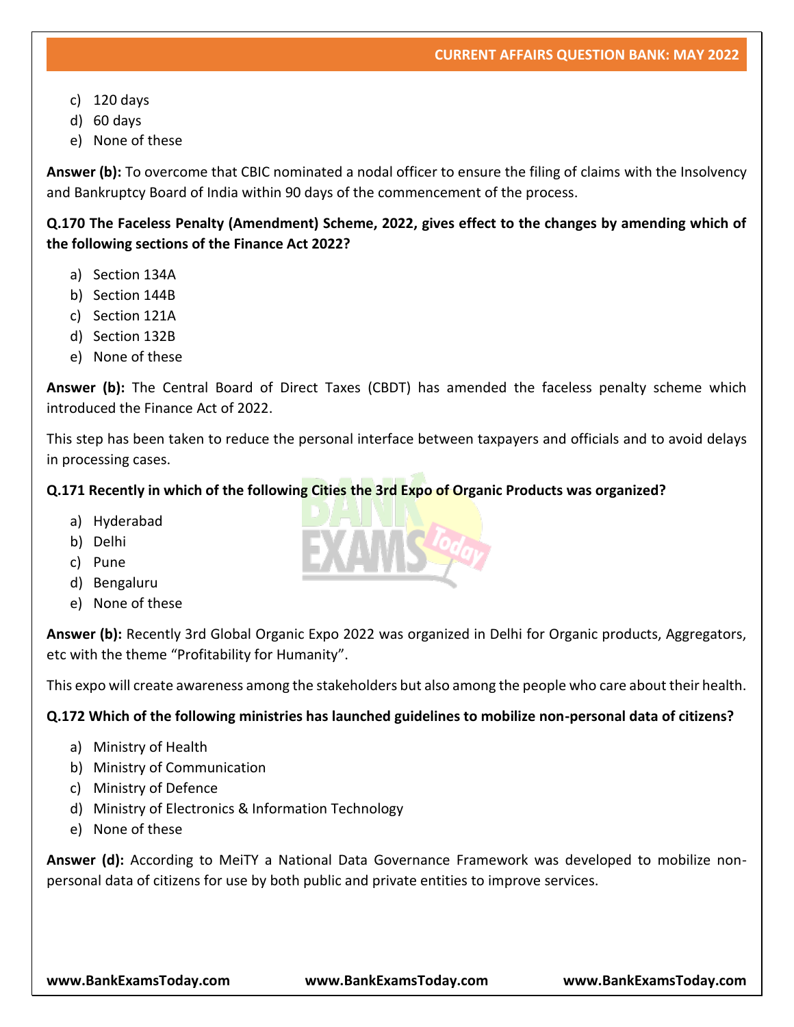c) 120 days
d) 60 days
e) None of these

**Answer (b):** To overcome that CBIC nominated a nodal officer to ensure the filing of claims with the Insolvency and Bankruptcy Board of India within 90 days of the commencement of the process.

**Q.170 The Faceless Penalty (Amendment) Scheme, 2022, gives effect to the changes by amending which of the following sections of the Finance Act 2022?**

a) Section 134A
b) Section 144B
c) Section 121A
d) Section 132B
e) None of these

**Answer (b):** The Central Board of Direct Taxes (CBDT) has amended the faceless penalty scheme which introduced the Finance Act of 2022.

This step has been taken to reduce the personal interface between taxpayers and officials and to avoid delays in processing cases.

**Q.171 Recently in which of the following Cities the 3rd Expo of Organic Products was organized?**

a) Hyderabad
b) Delhi
c) Pune
d) Bengaluru
e) None of these

**Answer (b):** Recently 3rd Global Organic Expo 2022 was organized in Delhi for Organic products, Aggregators, etc with the theme "Profitability for Humanity".

This expo will create awareness among the stakeholders but also among the people who care about their health.

**Q.172 Which of the following ministries has launched guidelines to mobilize non-personal data of citizens?**

a) Ministry of Health
b) Ministry of Communication
c) Ministry of Defence
d) Ministry of Electronics & Information Technology
e) None of these

**Answer (d):** According to MeiTY a National Data Governance Framework was developed to mobilize non-personal data of citizens for use by both public and private entities to improve services.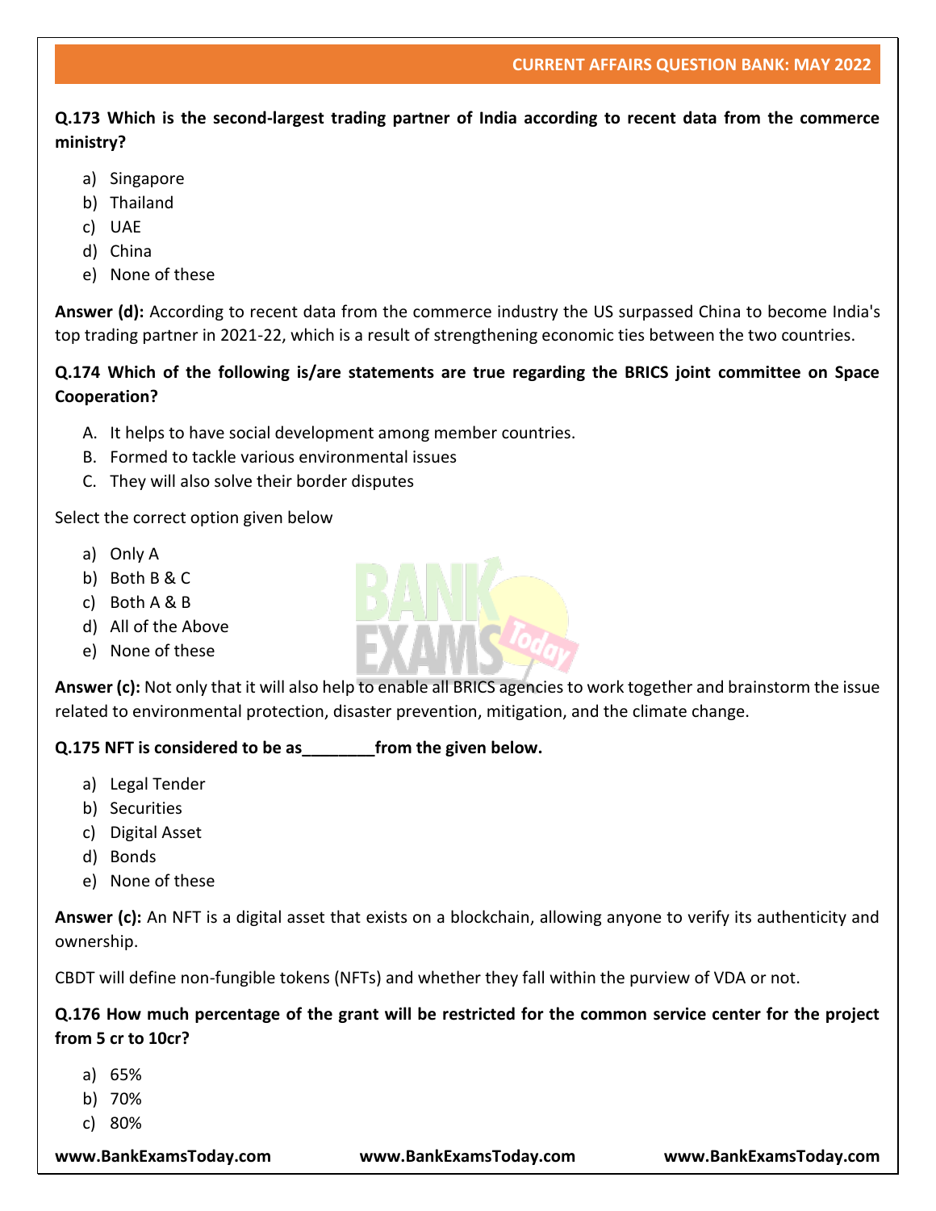**Q.173 Which is the second-largest trading partner of India according to recent data from the commerce ministry?**

a) Singapore
b) Thailand
c) UAE
d) China
e) None of these

**Answer (d):** According to recent data from the commerce industry the US surpassed China to become India's top trading partner in 2021-22, which is a result of strengthening economic ties between the two countries.

**Q.174 Which of the following is/are statements are true regarding the BRICS joint committee on Space Cooperation?**

A. It helps to have social development among member countries.
B. Formed to tackle various environmental issues
C. They will also solve their border disputes

Select the correct option given below

a) Only A
b) Both B & C
c) Both A & B
d) All of the Above
e) None of these

**Answer (c):** Not only that it will also help to enable all BRICS agencies to work together and brainstorm the issue related to environmental protection, disaster prevention, mitigation, and the climate change.

**Q.175 NFT is considered to be as________from the given below.**

a) Legal Tender
b) Securities
c) Digital Asset
d) Bonds
e) None of these

**Answer (c):** An NFT is a digital asset that exists on a blockchain, allowing anyone to verify its authenticity and ownership.

CBDT will define non-fungible tokens (NFTs) and whether they fall within the purview of VDA or not.

**Q.176 How much percentage of the grant will be restricted for the common service center for the project from 5 cr to 10cr?**

a) 65%
b) 70%
c) 80%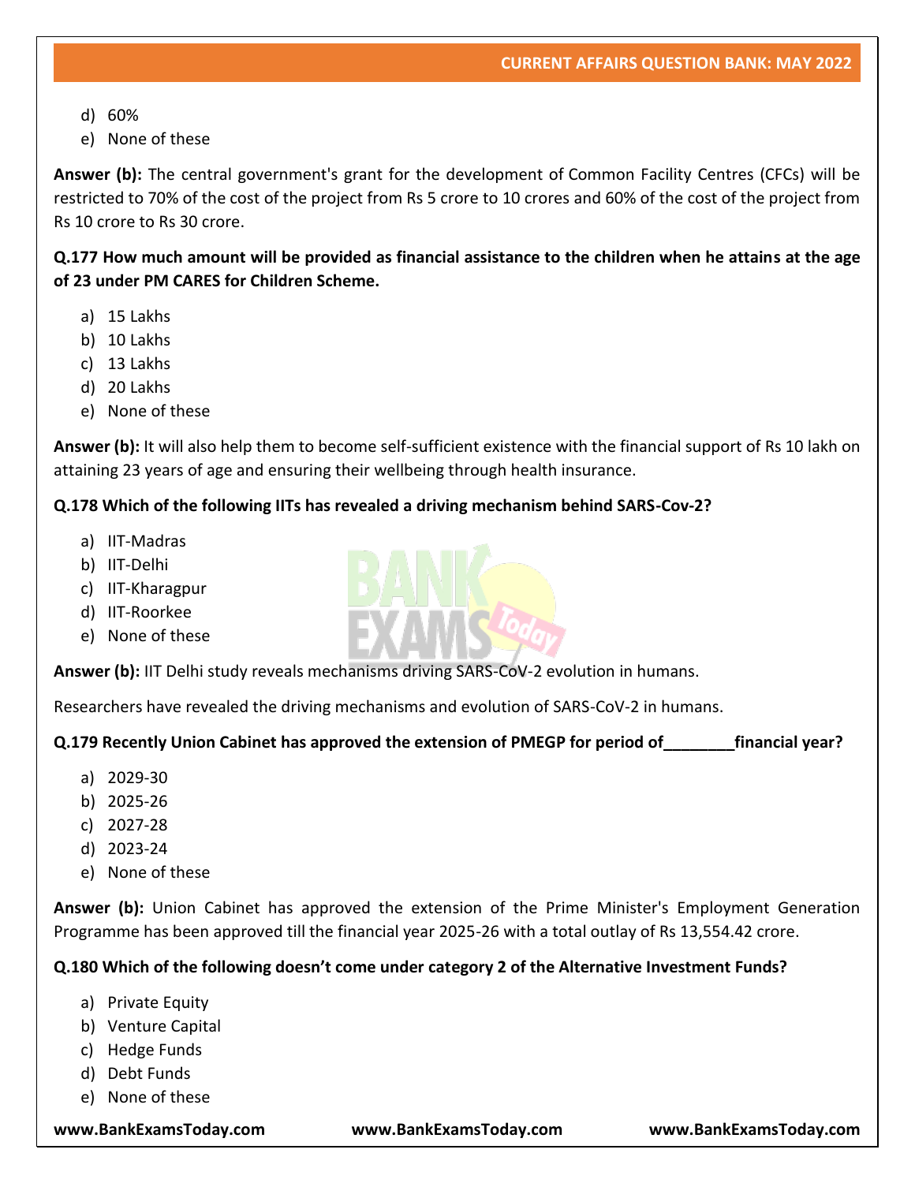d) 60%
e) None of these

**Answer (b):** The central government's grant for the development of Common Facility Centres (CFCs) will be restricted to 70% of the cost of the project from Rs 5 crore to 10 crores and 60% of the cost of the project from Rs 10 crore to Rs 30 crore.

**Q.177 How much amount will be provided as financial assistance to the children when he attains at the age of 23 under PM CARES for Children Scheme.**

a) 15 Lakhs
b) 10 Lakhs
c) 13 Lakhs
d) 20 Lakhs
e) None of these

**Answer (b):** It will also help them to become self-sufficient existence with the financial support of Rs 10 lakh on attaining 23 years of age and ensuring their wellbeing through health insurance.

**Q.178 Which of the following IITs has revealed a driving mechanism behind SARS-Cov-2?**

a) IIT-Madras
b) IIT-Delhi
c) IIT-Kharagpur
d) IIT-Roorkee
e) None of these

**Answer (b):** IIT Delhi study reveals mechanisms driving SARS-CoV-2 evolution in humans.

Researchers have revealed the driving mechanisms and evolution of SARS-CoV-2 in humans.

**Q.179 Recently Union Cabinet has approved the extension of PMEGP for period of________financial year?**

a) 2029-30
b) 2025-26
c) 2027-28
d) 2023-24
e) None of these

**Answer (b):** Union Cabinet has approved the extension of the Prime Minister's Employment Generation Programme has been approved till the financial year 2025-26 with a total outlay of Rs 13,554.42 crore.

**Q.180 Which of the following doesn't come under category 2 of the Alternative Investment Funds?**

a) Private Equity
b) Venture Capital
c) Hedge Funds
d) Debt Funds
e) None of these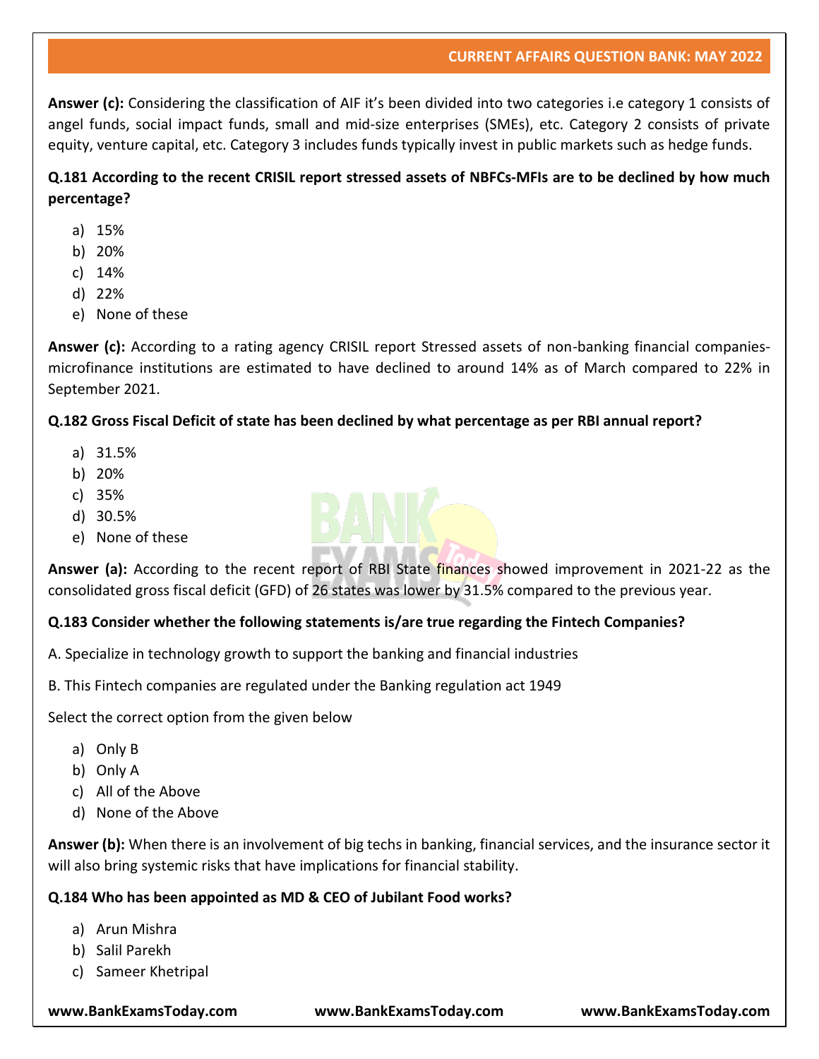**Answer (c):** Considering the classification of AIF it's been divided into two categories i.e category 1 consists of angel funds, social impact funds, small and mid-size enterprises (SMEs), etc. Category 2 consists of private equity, venture capital, etc. Category 3 includes funds typically invest in public markets such as hedge funds.

**Q.181 According to the recent CRISIL report stressed assets of NBFCs-MFIs are to be declined by how much percentage?**

a) 15%
b) 20%
c) 14%
d) 22%
e) None of these

**Answer (c):** According to a rating agency CRISIL report Stressed assets of non-banking financial companies-microfinance institutions are estimated to have declined to around 14% as of March compared to 22% in September 2021.

**Q.182 Gross Fiscal Deficit of state has been declined by what percentage as per RBI annual report?**

a) 31.5%
b) 20%
c) 35%
d) 30.5%
e) None of these

**Answer (a):** According to the recent report of RBI State finances showed improvement in 2021-22 as the consolidated gross fiscal deficit (GFD) of 26 states was lower by 31.5% compared to the previous year.

**Q.183 Consider whether the following statements is/are true regarding the Fintech Companies?**

A. Specialize in technology growth to support the banking and financial industries

B. This Fintech companies are regulated under the Banking regulation act 1949

Select the correct option from the given below

a) Only B
b) Only A
c) All of the Above
d) None of the Above

**Answer (b):** When there is an involvement of big techs in banking, financial services, and the insurance sector it will also bring systemic risks that have implications for financial stability.

**Q.184 Who has been appointed as MD & CEO of Jubilant Food works?**

a) Arun Mishra
b) Salil Parekh
c) Sameer Khetripal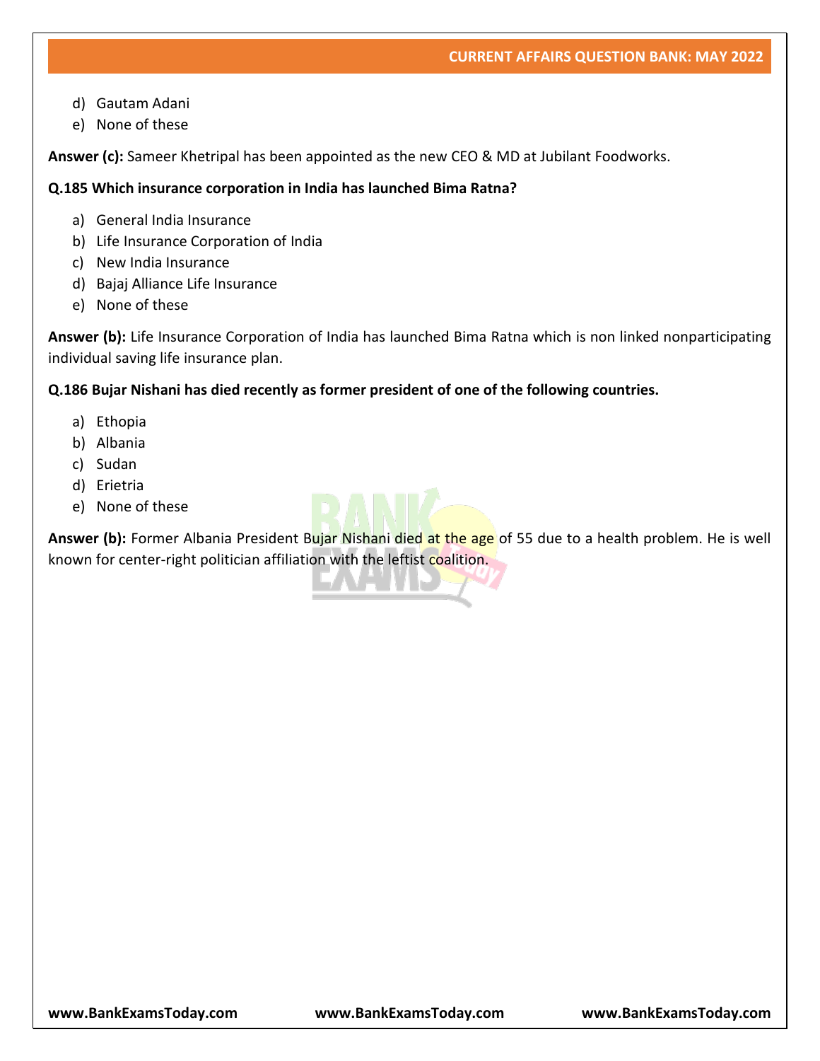d) Gautam Adani
e) None of these

**Answer (c):** Sameer Khetripal has been appointed as the new CEO & MD at Jubilant Foodworks.

**Q.185 Which insurance corporation in India has launched Bima Ratna?**

a) General India Insurance
b) Life Insurance Corporation of India
c) New India Insurance
d) Bajaj Alliance Life Insurance
e) None of these

**Answer (b):** Life Insurance Corporation of India has launched Bima Ratna which is non linked nonparticipating individual saving life insurance plan.

**Q.186 Bujar Nishani has died recently as former president of one of the following countries.**

a) Ethopia
b) Albania
c) Sudan
d) Erietria
e) None of these

**Answer (b):** Former Albania President Bujar Nishani died at the age of 55 due to a health problem. He is well known for center-right politician affiliation with the leftist coalition.